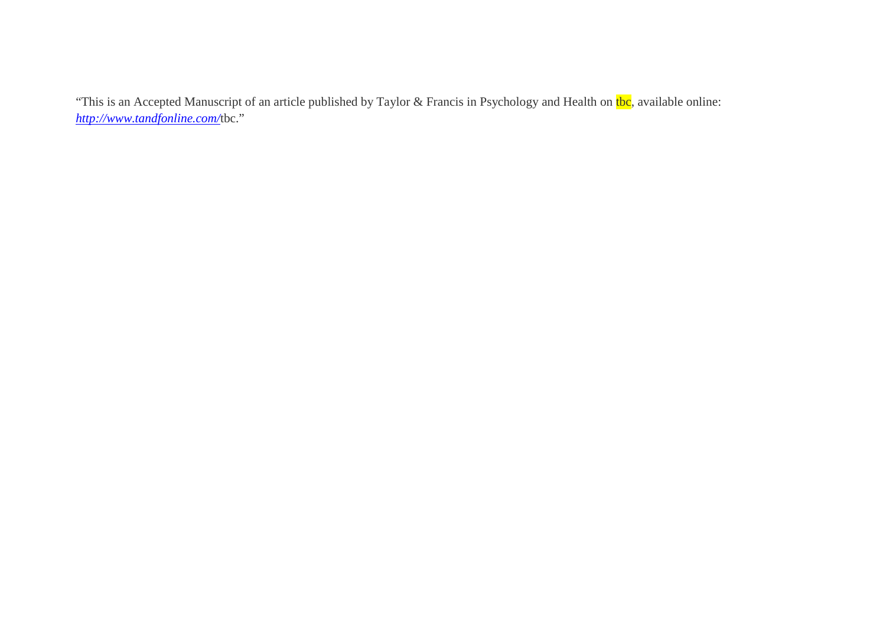"This is an Accepted Manuscript of an article published by Taylor & Francis in Psychology and Health on tbc, available online: *http://www.tandfonline.com/*tbc."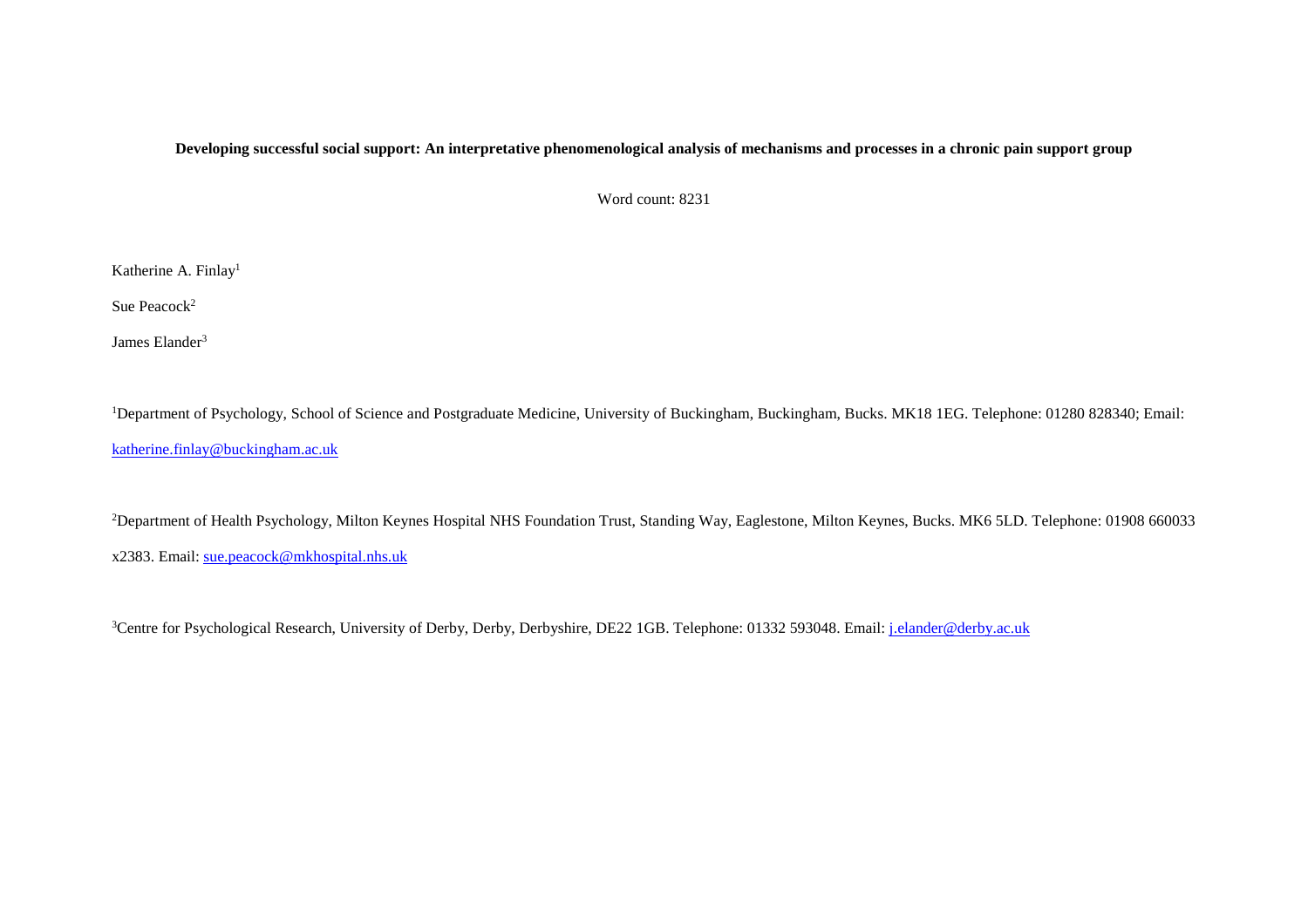**Developing successful social support: An interpretative phenomenological analysis of mechanisms and processes in a chronic pain support group**

Word count: 8231

Katherine A. Finlay[1]

Sue Peacock[2]

James Elander[3]

[1]Department of Psychology, School of Science and Postgraduate Medicine, University of Buckingham, Buckingham, Bucks. MK18 1EG. Telephone: 01280 828340; Email: katherine.finlay@buckingham.ac.uk

[2]Department of Health Psychology, Milton Keynes Hospital NHS Foundation Trust, Standing Way, Eaglestone, Milton Keynes, Bucks. MK6 5LD. Telephone: 01908 660033 x2383. Email: sue.peacock@mkhospital.nhs.uk

[3]Centre for Psychological Research, University of Derby, Derby, Derbyshire, DE22 1GB. Telephone: 01332 593048. Email: j.elander@derby.ac.uk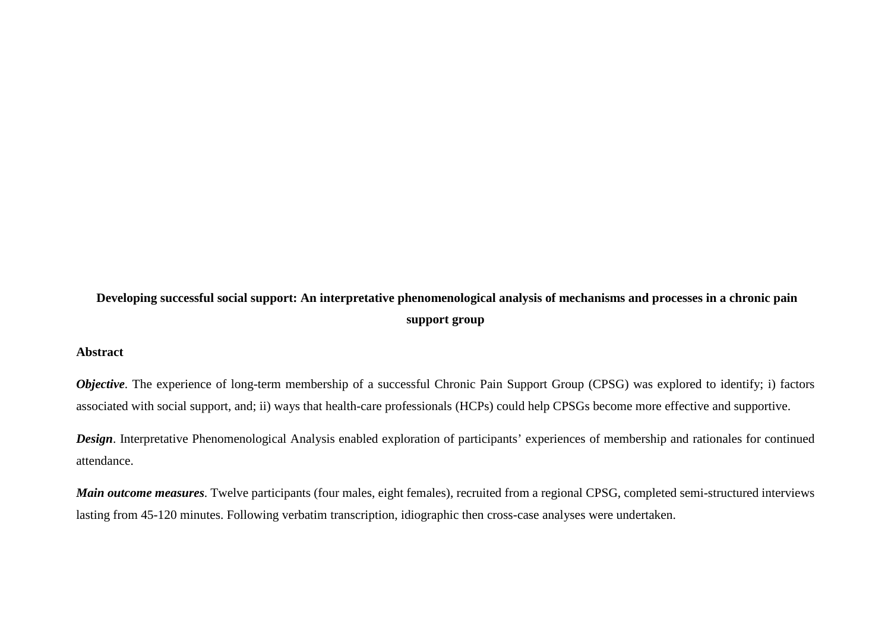**Developing successful social support: An interpretative phenomenological analysis of mechanisms and processes in a chronic pain support group**

## Abstract

***Objective***. The experience of long-term membership of a successful Chronic Pain Support Group (CPSG) was explored to identify; i) factors associated with social support, and; ii) ways that health-care professionals (HCPs) could help CPSGs become more effective and supportive.

***Design***. Interpretative Phenomenological Analysis enabled exploration of participants' experiences of membership and rationales for continued attendance.

***Main outcome measures***. Twelve participants (four males, eight females), recruited from a regional CPSG, completed semi-structured interviews lasting from 45-120 minutes. Following verbatim transcription, idiographic then cross-case analyses were undertaken.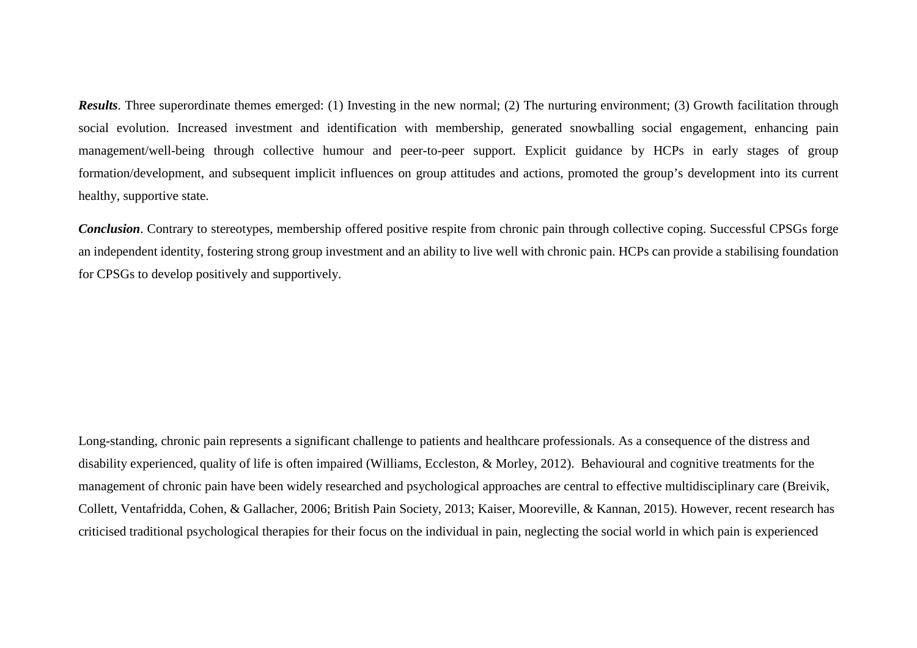***Results***. Three superordinate themes emerged: (1) Investing in the new normal; (2) The nurturing environment; (3) Growth facilitation through social evolution. Increased investment and identification with membership, generated snowballing social engagement, enhancing pain management/well-being through collective humour and peer-to-peer support. Explicit guidance by HCPs in early stages of group formation/development, and subsequent implicit influences on group attitudes and actions, promoted the group's development into its current healthy, supportive state.

***Conclusion***. Contrary to stereotypes, membership offered positive respite from chronic pain through collective coping. Successful CPSGs forge an independent identity, fostering strong group investment and an ability to live well with chronic pain. HCPs can provide a stabilising foundation for CPSGs to develop positively and supportively.

Long-standing, chronic pain represents a significant challenge to patients and healthcare professionals. As a consequence of the distress and disability experienced, quality of life is often impaired (Williams, Eccleston, & Morley, 2012). Behavioural and cognitive treatments for the management of chronic pain have been widely researched and psychological approaches are central to effective multidisciplinary care (Breivik, Collett, Ventafridda, Cohen, & Gallacher, 2006; British Pain Society, 2013; Kaiser, Mooreville, & Kannan, 2015). However, recent research has criticised traditional psychological therapies for their focus on the individual in pain, neglecting the social world in which pain is experienced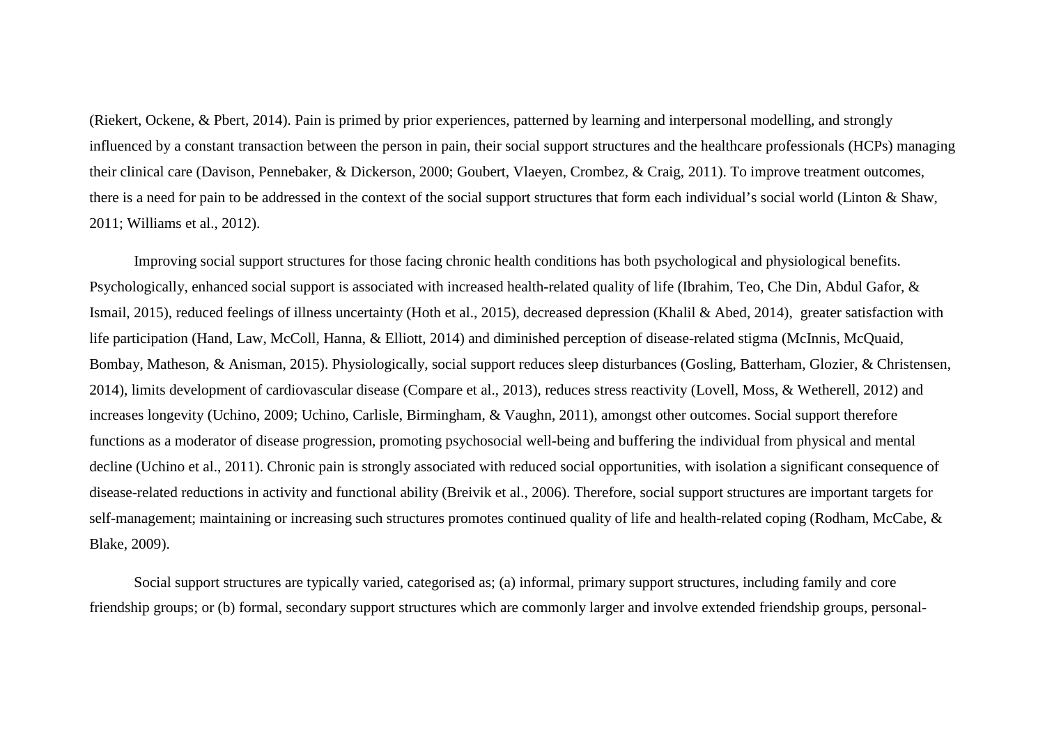(Riekert, Ockene, & Pbert, 2014). Pain is primed by prior experiences, patterned by learning and interpersonal modelling, and strongly influenced by a constant transaction between the person in pain, their social support structures and the healthcare professionals (HCPs) managing their clinical care (Davison, Pennebaker, & Dickerson, 2000; Goubert, Vlaeyen, Crombez, & Craig, 2011). To improve treatment outcomes, there is a need for pain to be addressed in the context of the social support structures that form each individual's social world (Linton & Shaw, 2011; Williams et al., 2012).

Improving social support structures for those facing chronic health conditions has both psychological and physiological benefits. Psychologically, enhanced social support is associated with increased health-related quality of life (Ibrahim, Teo, Che Din, Abdul Gafor, & Ismail, 2015), reduced feelings of illness uncertainty (Hoth et al., 2015), decreased depression (Khalil & Abed, 2014), greater satisfaction with life participation (Hand, Law, McColl, Hanna, & Elliott, 2014) and diminished perception of disease-related stigma (McInnis, McQuaid, Bombay, Matheson, & Anisman, 2015). Physiologically, social support reduces sleep disturbances (Gosling, Batterham, Glozier, & Christensen, 2014), limits development of cardiovascular disease (Compare et al., 2013), reduces stress reactivity (Lovell, Moss, & Wetherell, 2012) and increases longevity (Uchino, 2009; Uchino, Carlisle, Birmingham, & Vaughn, 2011), amongst other outcomes. Social support therefore functions as a moderator of disease progression, promoting psychosocial well-being and buffering the individual from physical and mental decline (Uchino et al., 2011). Chronic pain is strongly associated with reduced social opportunities, with isolation a significant consequence of disease-related reductions in activity and functional ability (Breivik et al., 2006). Therefore, social support structures are important targets for self-management; maintaining or increasing such structures promotes continued quality of life and health-related coping (Rodham, McCabe, & Blake, 2009).

Social support structures are typically varied, categorised as; (a) informal, primary support structures, including family and core friendship groups; or (b) formal, secondary support structures which are commonly larger and involve extended friendship groups, personal-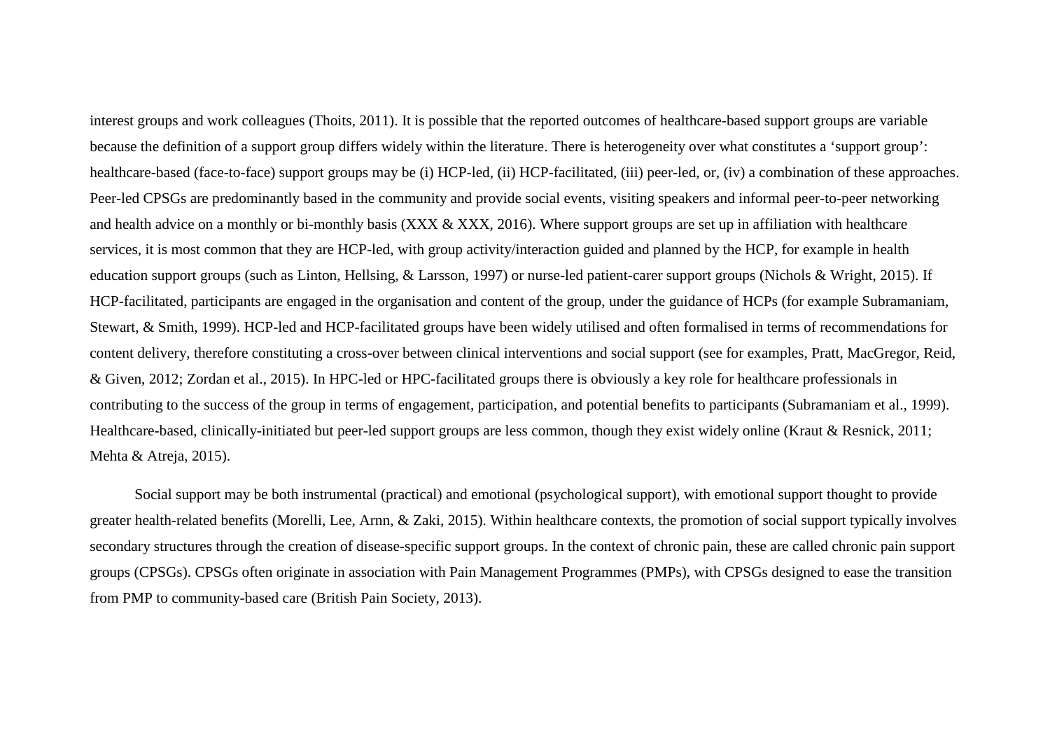interest groups and work colleagues (Thoits, 2011). It is possible that the reported outcomes of healthcare-based support groups are variable because the definition of a support group differs widely within the literature. There is heterogeneity over what constitutes a 'support group': healthcare-based (face-to-face) support groups may be (i) HCP-led, (ii) HCP-facilitated, (iii) peer-led, or, (iv) a combination of these approaches. Peer-led CPSGs are predominantly based in the community and provide social events, visiting speakers and informal peer-to-peer networking and health advice on a monthly or bi-monthly basis (XXX & XXX, 2016). Where support groups are set up in affiliation with healthcare services, it is most common that they are HCP-led, with group activity/interaction guided and planned by the HCP, for example in health education support groups (such as Linton, Hellsing, & Larsson, 1997) or nurse-led patient-carer support groups (Nichols & Wright, 2015). If HCP-facilitated, participants are engaged in the organisation and content of the group, under the guidance of HCPs (for example Subramaniam, Stewart, & Smith, 1999). HCP-led and HCP-facilitated groups have been widely utilised and often formalised in terms of recommendations for content delivery, therefore constituting a cross-over between clinical interventions and social support (see for examples, Pratt, MacGregor, Reid, & Given, 2012; Zordan et al., 2015). In HPC-led or HPC-facilitated groups there is obviously a key role for healthcare professionals in contributing to the success of the group in terms of engagement, participation, and potential benefits to participants (Subramaniam et al., 1999). Healthcare-based, clinically-initiated but peer-led support groups are less common, though they exist widely online (Kraut & Resnick, 2011; Mehta & Atreja, 2015).

Social support may be both instrumental (practical) and emotional (psychological support), with emotional support thought to provide greater health-related benefits (Morelli, Lee, Arnn, & Zaki, 2015). Within healthcare contexts, the promotion of social support typically involves secondary structures through the creation of disease-specific support groups. In the context of chronic pain, these are called chronic pain support groups (CPSGs). CPSGs often originate in association with Pain Management Programmes (PMPs), with CPSGs designed to ease the transition from PMP to community-based care (British Pain Society, 2013).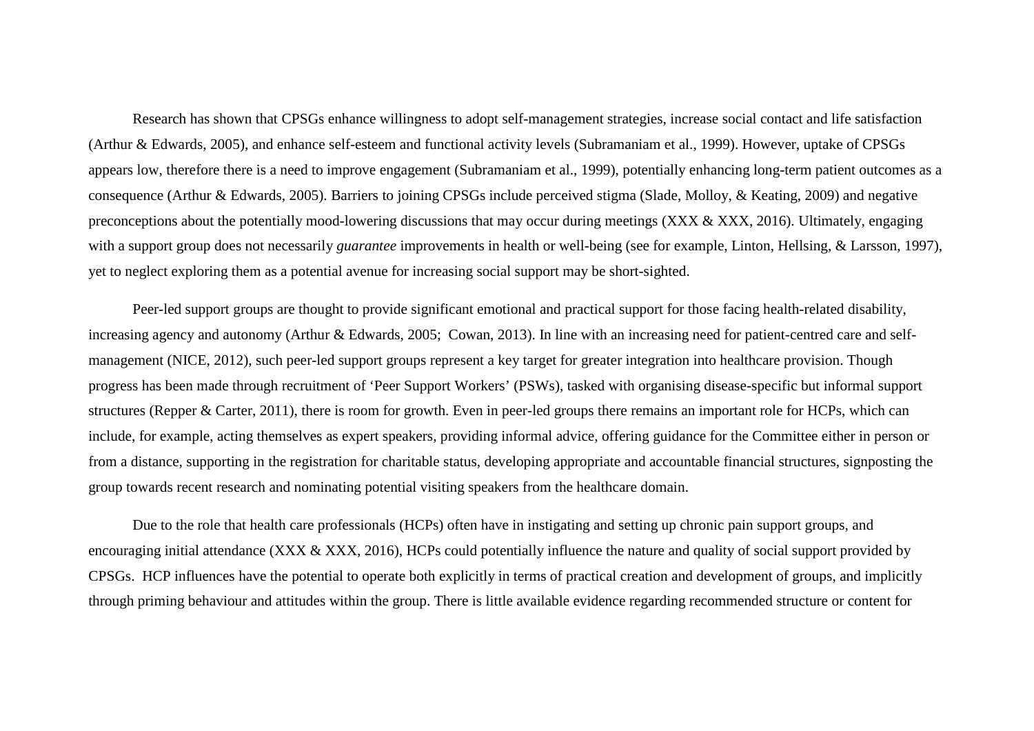Research has shown that CPSGs enhance willingness to adopt self-management strategies, increase social contact and life satisfaction (Arthur & Edwards, 2005), and enhance self-esteem and functional activity levels (Subramaniam et al., 1999). However, uptake of CPSGs appears low, therefore there is a need to improve engagement (Subramaniam et al., 1999), potentially enhancing long-term patient outcomes as a consequence (Arthur & Edwards, 2005). Barriers to joining CPSGs include perceived stigma (Slade, Molloy, & Keating, 2009) and negative preconceptions about the potentially mood-lowering discussions that may occur during meetings (XXX & XXX, 2016). Ultimately, engaging with a support group does not necessarily *guarantee* improvements in health or well-being (see for example, Linton, Hellsing, & Larsson, 1997), yet to neglect exploring them as a potential avenue for increasing social support may be short-sighted.

Peer-led support groups are thought to provide significant emotional and practical support for those facing health-related disability, increasing agency and autonomy (Arthur & Edwards, 2005; Cowan, 2013). In line with an increasing need for patient-centred care and self-management (NICE, 2012), such peer-led support groups represent a key target for greater integration into healthcare provision. Though progress has been made through recruitment of 'Peer Support Workers' (PSWs), tasked with organising disease-specific but informal support structures (Repper & Carter, 2011), there is room for growth. Even in peer-led groups there remains an important role for HCPs, which can include, for example, acting themselves as expert speakers, providing informal advice, offering guidance for the Committee either in person or from a distance, supporting in the registration for charitable status, developing appropriate and accountable financial structures, signposting the group towards recent research and nominating potential visiting speakers from the healthcare domain.

Due to the role that health care professionals (HCPs) often have in instigating and setting up chronic pain support groups, and encouraging initial attendance (XXX & XXX, 2016), HCPs could potentially influence the nature and quality of social support provided by CPSGs. HCP influences have the potential to operate both explicitly in terms of practical creation and development of groups, and implicitly through priming behaviour and attitudes within the group. There is little available evidence regarding recommended structure or content for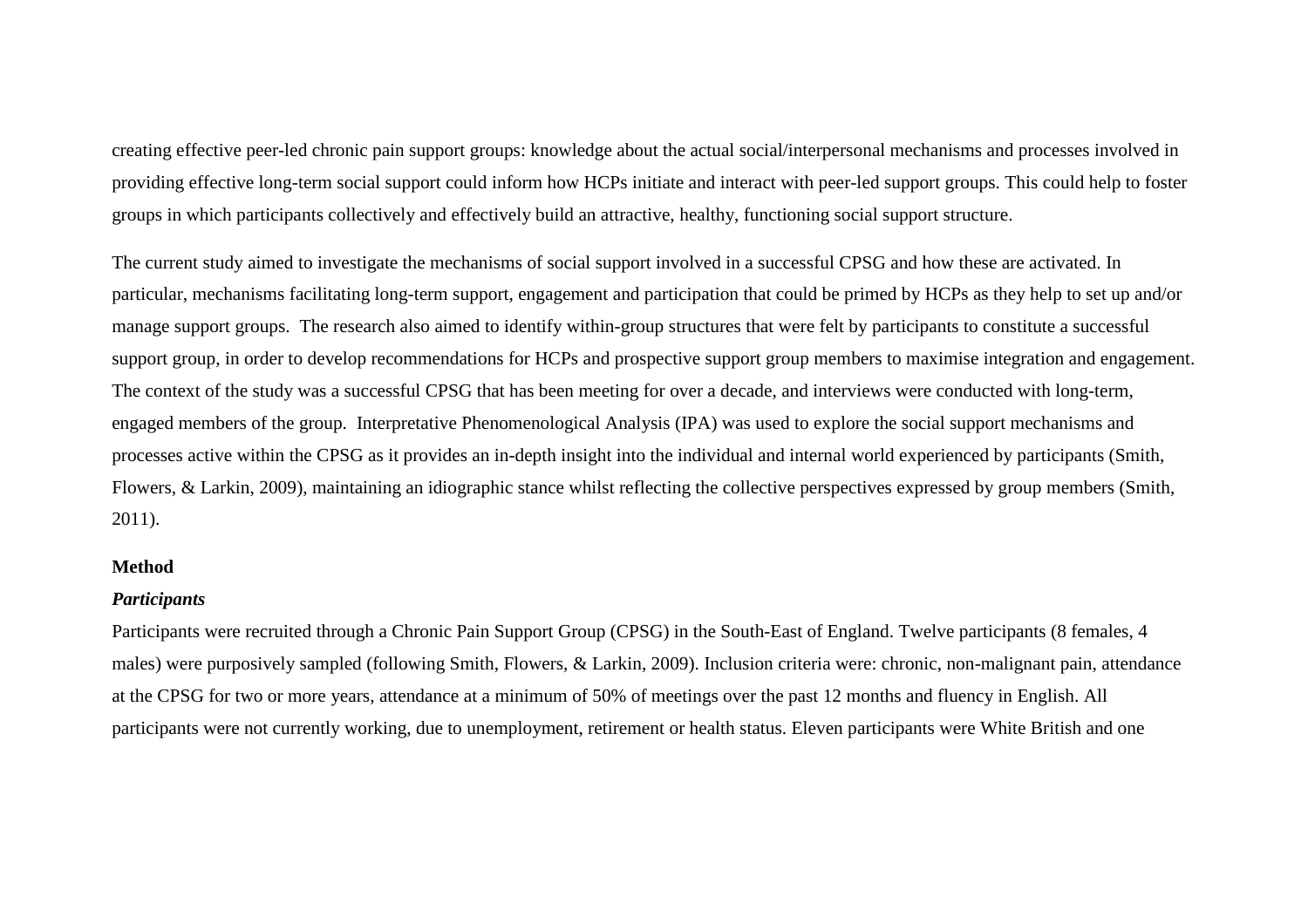creating effective peer-led chronic pain support groups: knowledge about the actual social/interpersonal mechanisms and processes involved in providing effective long-term social support could inform how HCPs initiate and interact with peer-led support groups. This could help to foster groups in which participants collectively and effectively build an attractive, healthy, functioning social support structure.

The current study aimed to investigate the mechanisms of social support involved in a successful CPSG and how these are activated. In particular, mechanisms facilitating long-term support, engagement and participation that could be primed by HCPs as they help to set up and/or manage support groups. The research also aimed to identify within-group structures that were felt by participants to constitute a successful support group, in order to develop recommendations for HCPs and prospective support group members to maximise integration and engagement. The context of the study was a successful CPSG that has been meeting for over a decade, and interviews were conducted with long-term, engaged members of the group. Interpretative Phenomenological Analysis (IPA) was used to explore the social support mechanisms and processes active within the CPSG as it provides an in-depth insight into the individual and internal world experienced by participants (Smith, Flowers, & Larkin, 2009), maintaining an idiographic stance whilst reflecting the collective perspectives expressed by group members (Smith, 2011).

## Method

### *Participants*

Participants were recruited through a Chronic Pain Support Group (CPSG) in the South-East of England. Twelve participants (8 females, 4 males) were purposively sampled (following Smith, Flowers, & Larkin, 2009). Inclusion criteria were: chronic, non-malignant pain, attendance at the CPSG for two or more years, attendance at a minimum of 50% of meetings over the past 12 months and fluency in English. All participants were not currently working, due to unemployment, retirement or health status. Eleven participants were White British and one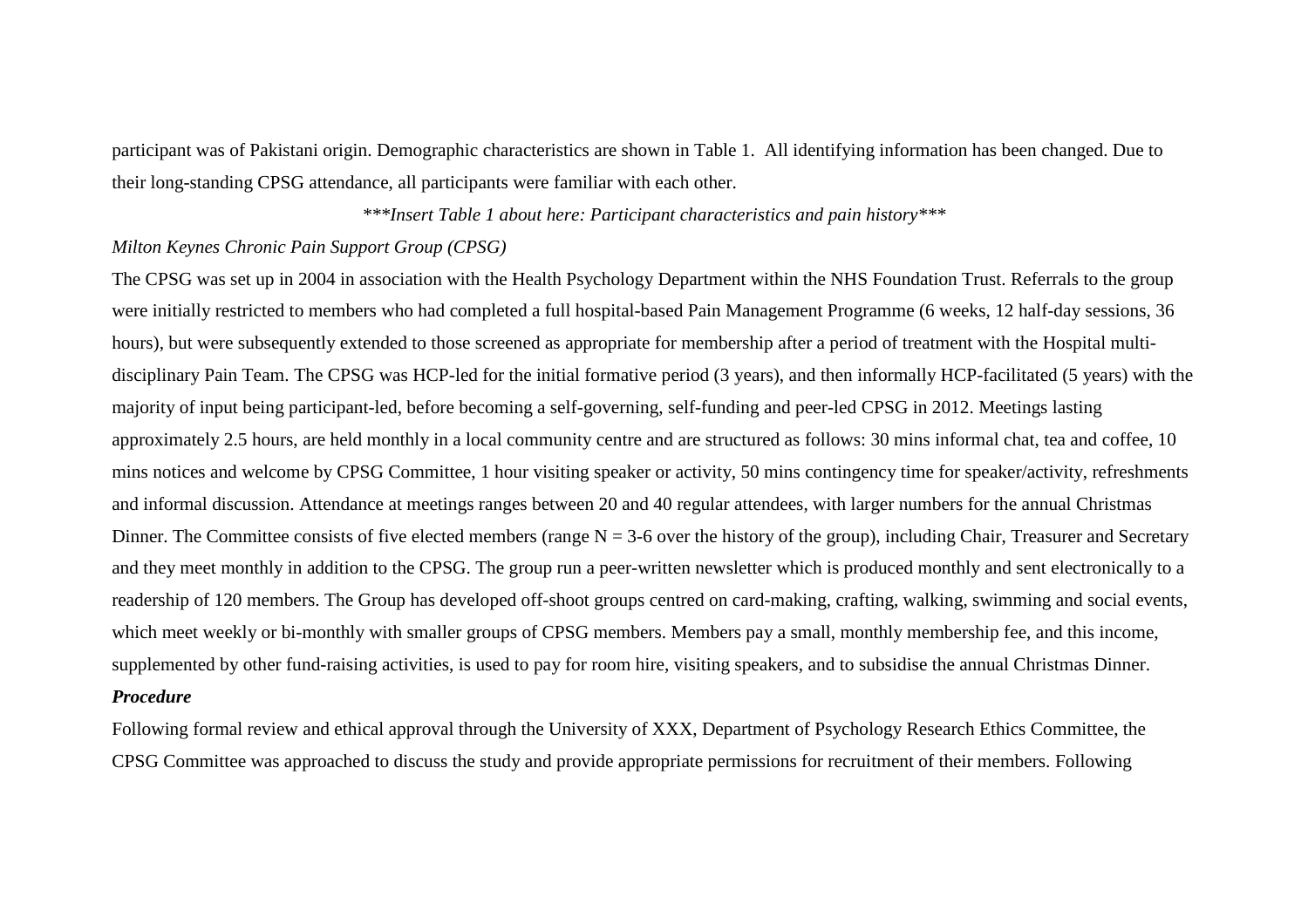participant was of Pakistani origin. Demographic characteristics are shown in Table 1. All identifying information has been changed. Due to their long-standing CPSG attendance, all participants were familiar with each other.

*\*\*\*Insert Table 1 about here: Participant characteristics and pain history\*\*\**

*Milton Keynes Chronic Pain Support Group (CPSG)*

The CPSG was set up in 2004 in association with the Health Psychology Department within the NHS Foundation Trust. Referrals to the group were initially restricted to members who had completed a full hospital-based Pain Management Programme (6 weeks, 12 half-day sessions, 36 hours), but were subsequently extended to those screened as appropriate for membership after a period of treatment with the Hospital multi-disciplinary Pain Team. The CPSG was HCP-led for the initial formative period (3 years), and then informally HCP-facilitated (5 years) with the majority of input being participant-led, before becoming a self-governing, self-funding and peer-led CPSG in 2012. Meetings lasting approximately 2.5 hours, are held monthly in a local community centre and are structured as follows: 30 mins informal chat, tea and coffee, 10 mins notices and welcome by CPSG Committee, 1 hour visiting speaker or activity, 50 mins contingency time for speaker/activity, refreshments and informal discussion. Attendance at meetings ranges between 20 and 40 regular attendees, with larger numbers for the annual Christmas Dinner. The Committee consists of five elected members (range N = 3-6 over the history of the group), including Chair, Treasurer and Secretary and they meet monthly in addition to the CPSG. The group run a peer-written newsletter which is produced monthly and sent electronically to a readership of 120 members. The Group has developed off-shoot groups centred on card-making, crafting, walking, swimming and social events, which meet weekly or bi-monthly with smaller groups of CPSG members. Members pay a small, monthly membership fee, and this income, supplemented by other fund-raising activities, is used to pay for room hire, visiting speakers, and to subsidise the annual Christmas Dinner.

***Procedure***

Following formal review and ethical approval through the University of XXX, Department of Psychology Research Ethics Committee, the CPSG Committee was approached to discuss the study and provide appropriate permissions for recruitment of their members. Following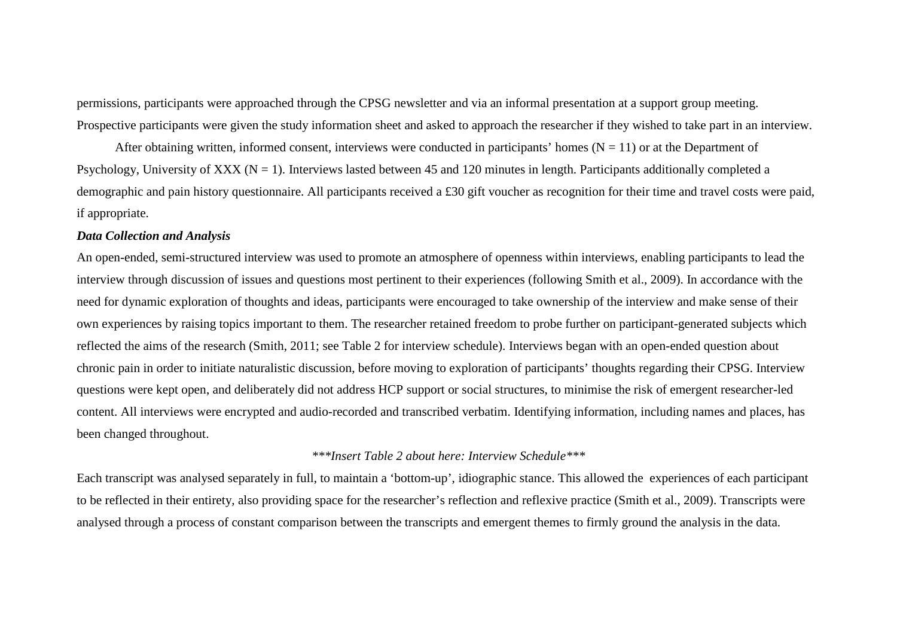permissions, participants were approached through the CPSG newsletter and via an informal presentation at a support group meeting. Prospective participants were given the study information sheet and asked to approach the researcher if they wished to take part in an interview.

After obtaining written, informed consent, interviews were conducted in participants' homes (N = 11) or at the Department of Psychology, University of XXX (N = 1). Interviews lasted between 45 and 120 minutes in length. Participants additionally completed a demographic and pain history questionnaire. All participants received a £30 gift voucher as recognition for their time and travel costs were paid, if appropriate.

***Data Collection and Analysis***

An open-ended, semi-structured interview was used to promote an atmosphere of openness within interviews, enabling participants to lead the interview through discussion of issues and questions most pertinent to their experiences (following Smith et al., 2009). In accordance with the need for dynamic exploration of thoughts and ideas, participants were encouraged to take ownership of the interview and make sense of their own experiences by raising topics important to them. The researcher retained freedom to probe further on participant-generated subjects which reflected the aims of the research (Smith, 2011; see Table 2 for interview schedule). Interviews began with an open-ended question about chronic pain in order to initiate naturalistic discussion, before moving to exploration of participants' thoughts regarding their CPSG. Interview questions were kept open, and deliberately did not address HCP support or social structures, to minimise the risk of emergent researcher-led content. All interviews were encrypted and audio-recorded and transcribed verbatim. Identifying information, including names and places, has been changed throughout.

*\*\*\*Insert Table 2 about here: Interview Schedule\*\*\**

Each transcript was analysed separately in full, to maintain a 'bottom-up', idiographic stance. This allowed the experiences of each participant to be reflected in their entirety, also providing space for the researcher's reflection and reflexive practice (Smith et al., 2009). Transcripts were analysed through a process of constant comparison between the transcripts and emergent themes to firmly ground the analysis in the data.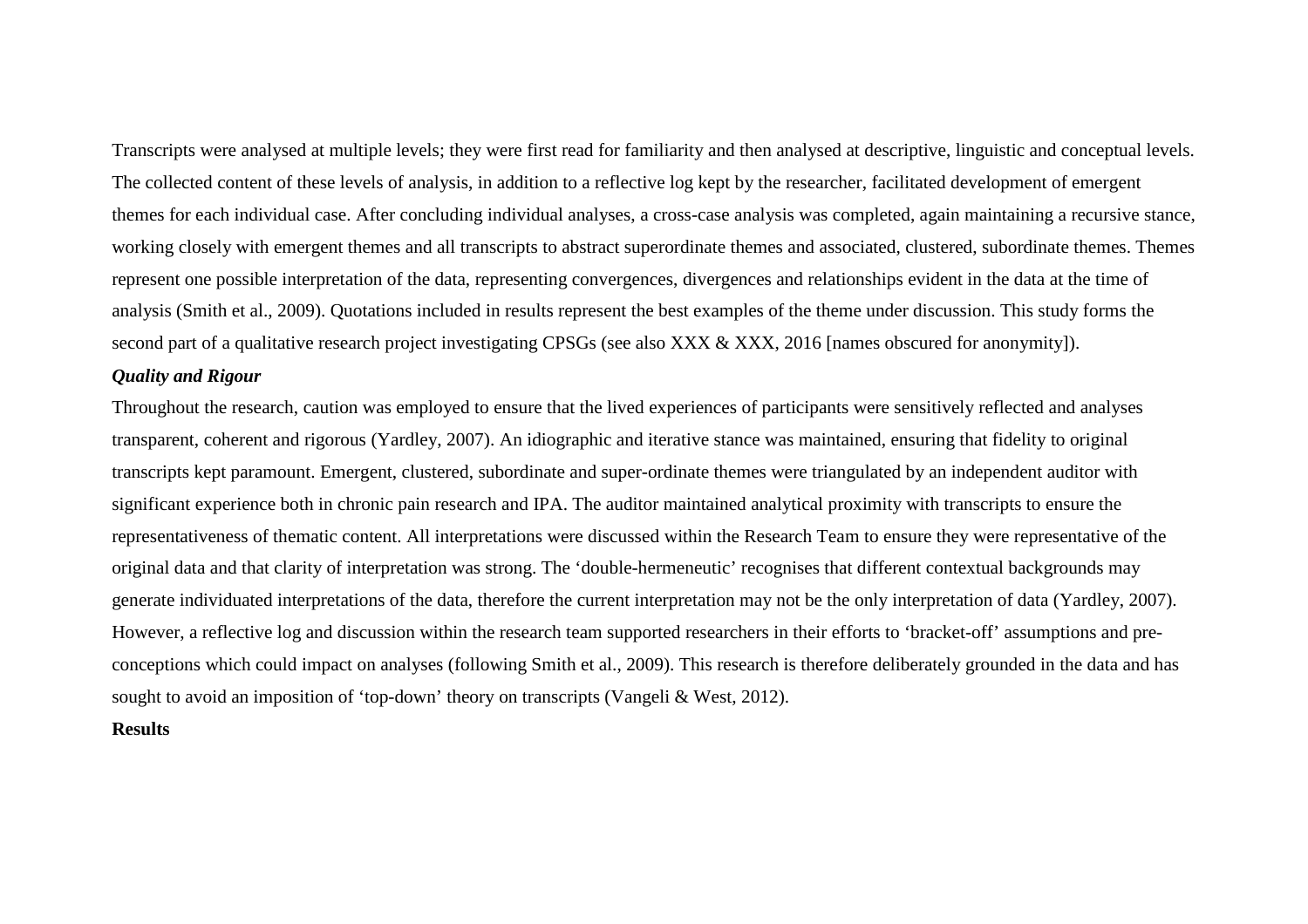Transcripts were analysed at multiple levels; they were first read for familiarity and then analysed at descriptive, linguistic and conceptual levels. The collected content of these levels of analysis, in addition to a reflective log kept by the researcher, facilitated development of emergent themes for each individual case. After concluding individual analyses, a cross-case analysis was completed, again maintaining a recursive stance, working closely with emergent themes and all transcripts to abstract superordinate themes and associated, clustered, subordinate themes. Themes represent one possible interpretation of the data, representing convergences, divergences and relationships evident in the data at the time of analysis (Smith et al., 2009). Quotations included in results represent the best examples of the theme under discussion. This study forms the second part of a qualitative research project investigating CPSGs (see also XXX & XXX, 2016 [names obscured for anonymity]).

### *Quality and Rigour*

Throughout the research, caution was employed to ensure that the lived experiences of participants were sensitively reflected and analyses transparent, coherent and rigorous (Yardley, 2007). An idiographic and iterative stance was maintained, ensuring that fidelity to original transcripts kept paramount. Emergent, clustered, subordinate and super-ordinate themes were triangulated by an independent auditor with significant experience both in chronic pain research and IPA. The auditor maintained analytical proximity with transcripts to ensure the representativeness of thematic content. All interpretations were discussed within the Research Team to ensure they were representative of the original data and that clarity of interpretation was strong. The 'double-hermeneutic' recognises that different contextual backgrounds may generate individuated interpretations of the data, therefore the current interpretation may not be the only interpretation of data (Yardley, 2007). However, a reflective log and discussion within the research team supported researchers in their efforts to 'bracket-off' assumptions and pre-conceptions which could impact on analyses (following Smith et al., 2009). This research is therefore deliberately grounded in the data and has sought to avoid an imposition of 'top-down' theory on transcripts (Vangeli & West, 2012).

## Results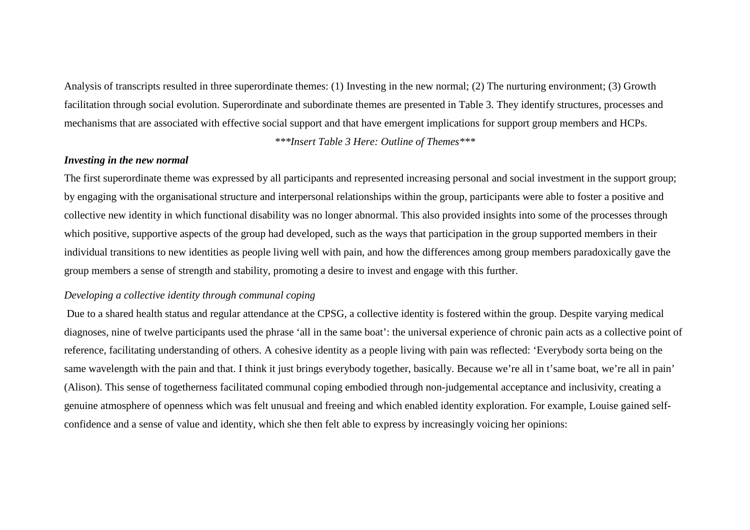Analysis of transcripts resulted in three superordinate themes: (1) Investing in the new normal; (2) The nurturing environment; (3) Growth facilitation through social evolution. Superordinate and subordinate themes are presented in Table 3. They identify structures, processes and mechanisms that are associated with effective social support and that have emergent implications for support group members and HCPs.

*\*\*\*Insert Table 3 Here: Outline of Themes\*\*\**

***Investing in the new normal***

The first superordinate theme was expressed by all participants and represented increasing personal and social investment in the support group; by engaging with the organisational structure and interpersonal relationships within the group, participants were able to foster a positive and collective new identity in which functional disability was no longer abnormal. This also provided insights into some of the processes through which positive, supportive aspects of the group had developed, such as the ways that participation in the group supported members in their individual transitions to new identities as people living well with pain, and how the differences among group members paradoxically gave the group members a sense of strength and stability, promoting a desire to invest and engage with this further.

*Developing a collective identity through communal coping*

Due to a shared health status and regular attendance at the CPSG, a collective identity is fostered within the group. Despite varying medical diagnoses, nine of twelve participants used the phrase 'all in the same boat': the universal experience of chronic pain acts as a collective point of reference, facilitating understanding of others. A cohesive identity as a people living with pain was reflected: 'Everybody sorta being on the same wavelength with the pain and that. I think it just brings everybody together, basically. Because we're all in t'same boat, we're all in pain' (Alison). This sense of togetherness facilitated communal coping embodied through non-judgemental acceptance and inclusivity, creating a genuine atmosphere of openness which was felt unusual and freeing and which enabled identity exploration. For example, Louise gained self-confidence and a sense of value and identity, which she then felt able to express by increasingly voicing her opinions: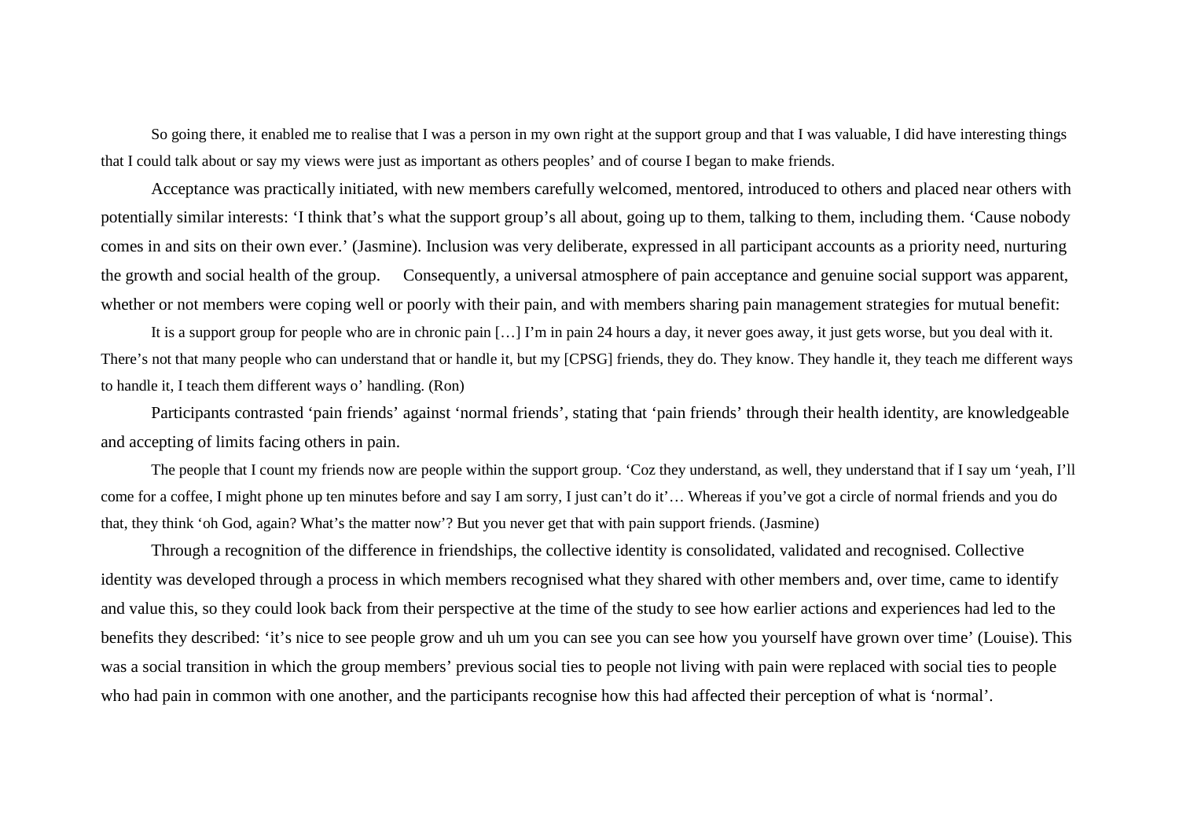> So going there, it enabled me to realise that I was a person in my own right at the support group and that I was valuable, I did have interesting things that I could talk about or say my views were just as important as others peoples' and of course I began to make friends.

Acceptance was practically initiated, with new members carefully welcomed, mentored, introduced to others and placed near others with potentially similar interests: 'I think that's what the support group's all about, going up to them, talking to them, including them. 'Cause nobody comes in and sits on their own ever.' (Jasmine). Inclusion was very deliberate, expressed in all participant accounts as a priority need, nurturing the growth and social health of the group. Consequently, a universal atmosphere of pain acceptance and genuine social support was apparent, whether or not members were coping well or poorly with their pain, and with members sharing pain management strategies for mutual benefit:

> It is a support group for people who are in chronic pain […] I'm in pain 24 hours a day, it never goes away, it just gets worse, but you deal with it. There's not that many people who can understand that or handle it, but my [CPSG] friends, they do. They know. They handle it, they teach me different ways to handle it, I teach them different ways o' handling. (Ron)

Participants contrasted 'pain friends' against 'normal friends', stating that 'pain friends' through their health identity, are knowledgeable and accepting of limits facing others in pain.

> The people that I count my friends now are people within the support group. 'Coz they understand, as well, they understand that if I say um 'yeah, I'll come for a coffee, I might phone up ten minutes before and say I am sorry, I just can't do it'… Whereas if you've got a circle of normal friends and you do that, they think 'oh God, again? What's the matter now'? But you never get that with pain support friends. (Jasmine)

Through a recognition of the difference in friendships, the collective identity is consolidated, validated and recognised. Collective identity was developed through a process in which members recognised what they shared with other members and, over time, came to identify and value this, so they could look back from their perspective at the time of the study to see how earlier actions and experiences had led to the benefits they described: 'it's nice to see people grow and uh um you can see you can see how you yourself have grown over time' (Louise). This was a social transition in which the group members' previous social ties to people not living with pain were replaced with social ties to people who had pain in common with one another, and the participants recognise how this had affected their perception of what is 'normal'.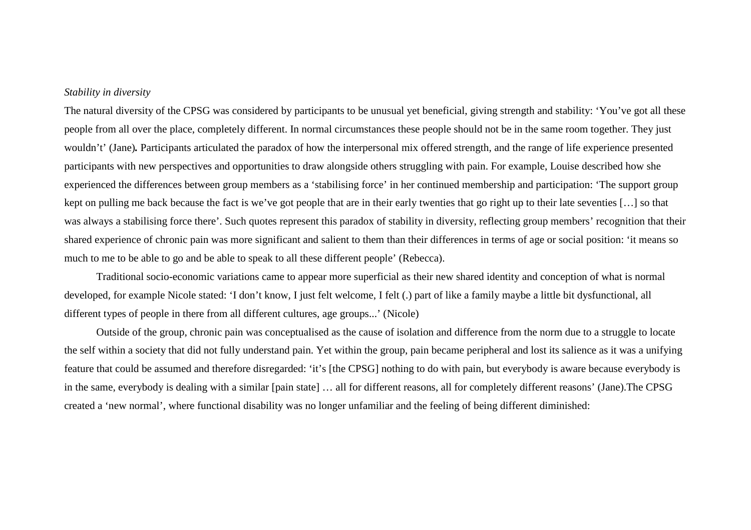*Stability in diversity*

The natural diversity of the CPSG was considered by participants to be unusual yet beneficial, giving strength and stability: 'You've got all these people from all over the place, completely different. In normal circumstances these people should not be in the same room together. They just wouldn't' (Jane)**.** Participants articulated the paradox of how the interpersonal mix offered strength, and the range of life experience presented participants with new perspectives and opportunities to draw alongside others struggling with pain. For example, Louise described how she experienced the differences between group members as a 'stabilising force' in her continued membership and participation: 'The support group kept on pulling me back because the fact is we've got people that are in their early twenties that go right up to their late seventies […] so that was always a stabilising force there'. Such quotes represent this paradox of stability in diversity, reflecting group members' recognition that their shared experience of chronic pain was more significant and salient to them than their differences in terms of age or social position: 'it means so much to me to be able to go and be able to speak to all these different people' (Rebecca).

Traditional socio-economic variations came to appear more superficial as their new shared identity and conception of what is normal developed, for example Nicole stated: 'I don't know, I just felt welcome, I felt (.) part of like a family maybe a little bit dysfunctional, all different types of people in there from all different cultures, age groups...' (Nicole)

Outside of the group, chronic pain was conceptualised as the cause of isolation and difference from the norm due to a struggle to locate the self within a society that did not fully understand pain. Yet within the group, pain became peripheral and lost its salience as it was a unifying feature that could be assumed and therefore disregarded: 'it's [the CPSG] nothing to do with pain, but everybody is aware because everybody is in the same, everybody is dealing with a similar [pain state] … all for different reasons, all for completely different reasons' (Jane).The CPSG created a 'new normal', where functional disability was no longer unfamiliar and the feeling of being different diminished: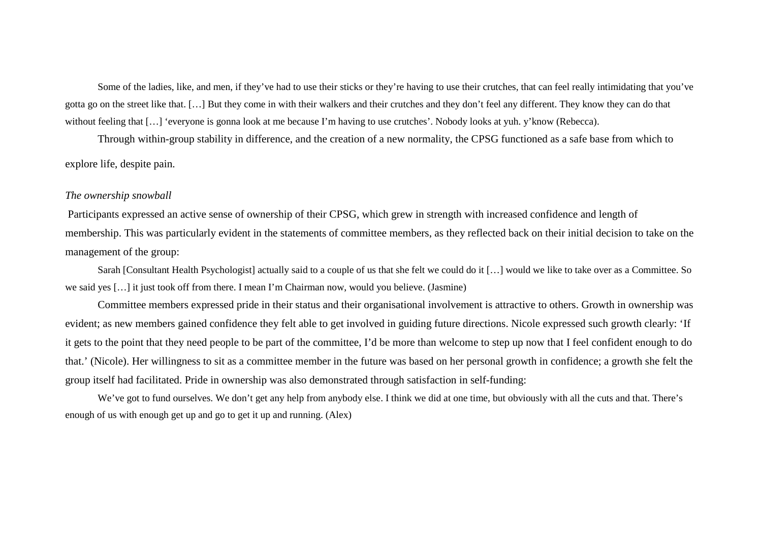Some of the ladies, like, and men, if they've had to use their sticks or they're having to use their crutches, that can feel really intimidating that you've gotta go on the street like that. […] But they come in with their walkers and their crutches and they don't feel any different. They know they can do that without feeling that […] 'everyone is gonna look at me because I'm having to use crutches'. Nobody looks at yuh. y'know (Rebecca).

Through within-group stability in difference, and the creation of a new normality, the CPSG functioned as a safe base from which to explore life, despite pain.

*The ownership snowball*

Participants expressed an active sense of ownership of their CPSG, which grew in strength with increased confidence and length of membership. This was particularly evident in the statements of committee members, as they reflected back on their initial decision to take on the management of the group:

Sarah [Consultant Health Psychologist] actually said to a couple of us that she felt we could do it […] would we like to take over as a Committee. So we said yes […] it just took off from there. I mean I'm Chairman now, would you believe. (Jasmine)

Committee members expressed pride in their status and their organisational involvement is attractive to others. Growth in ownership was evident; as new members gained confidence they felt able to get involved in guiding future directions. Nicole expressed such growth clearly: 'If it gets to the point that they need people to be part of the committee, I'd be more than welcome to step up now that I feel confident enough to do that.' (Nicole). Her willingness to sit as a committee member in the future was based on her personal growth in confidence; a growth she felt the group itself had facilitated. Pride in ownership was also demonstrated through satisfaction in self-funding:

We've got to fund ourselves. We don't get any help from anybody else. I think we did at one time, but obviously with all the cuts and that. There's enough of us with enough get up and go to get it up and running. (Alex)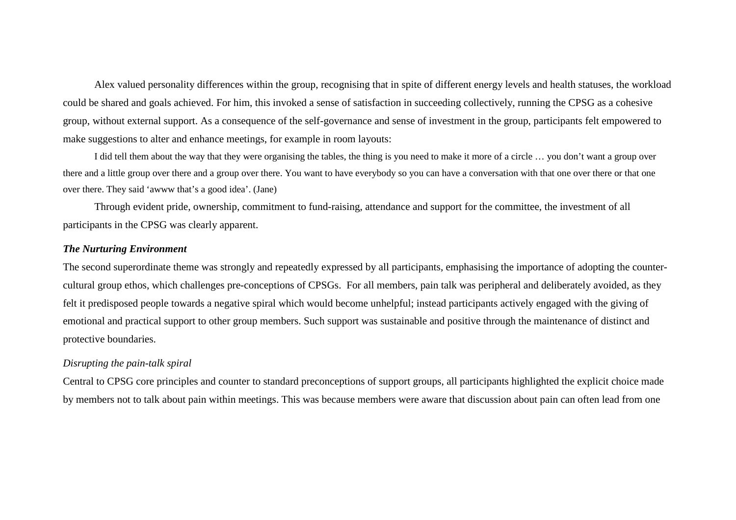Alex valued personality differences within the group, recognising that in spite of different energy levels and health statuses, the workload could be shared and goals achieved. For him, this invoked a sense of satisfaction in succeeding collectively, running the CPSG as a cohesive group, without external support. As a consequence of the self-governance and sense of investment in the group, participants felt empowered to make suggestions to alter and enhance meetings, for example in room layouts:

> I did tell them about the way that they were organising the tables, the thing is you need to make it more of a circle … you don't want a group over there and a little group over there and a group over there. You want to have everybody so you can have a conversation with that one over there or that one over there. They said 'awww that's a good idea'. (Jane)

Through evident pride, ownership, commitment to fund-raising, attendance and support for the committee, the investment of all participants in the CPSG was clearly apparent.

### ***The Nurturing Environment***

The second superordinate theme was strongly and repeatedly expressed by all participants, emphasising the importance of adopting the counter-cultural group ethos, which challenges pre-conceptions of CPSGs. For all members, pain talk was peripheral and deliberately avoided, as they felt it predisposed people towards a negative spiral which would become unhelpful; instead participants actively engaged with the giving of emotional and practical support to other group members. Such support was sustainable and positive through the maintenance of distinct and protective boundaries.

#### *Disrupting the pain-talk spiral*

Central to CPSG core principles and counter to standard preconceptions of support groups, all participants highlighted the explicit choice made by members not to talk about pain within meetings. This was because members were aware that discussion about pain can often lead from one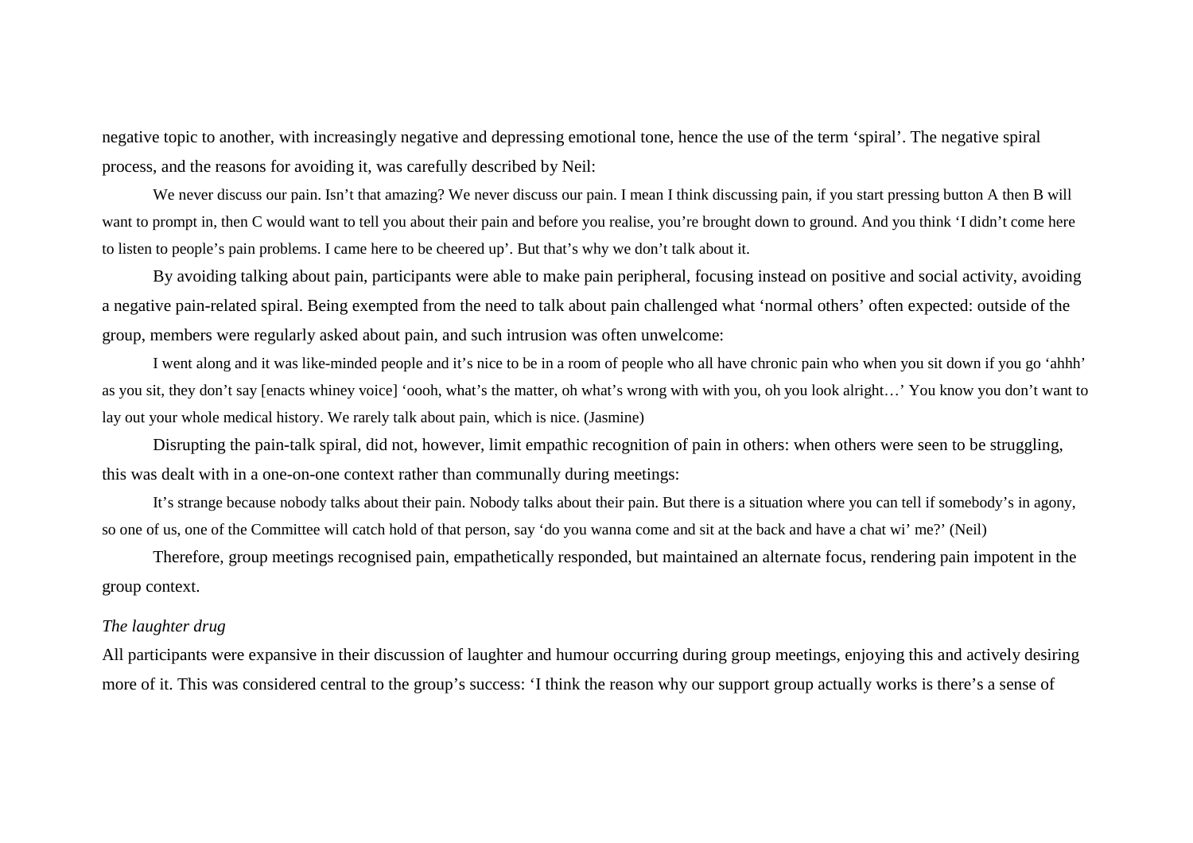negative topic to another, with increasingly negative and depressing emotional tone, hence the use of the term 'spiral'. The negative spiral process, and the reasons for avoiding it, was carefully described by Neil:

> We never discuss our pain. Isn't that amazing? We never discuss our pain. I mean I think discussing pain, if you start pressing button A then B will want to prompt in, then C would want to tell you about their pain and before you realise, you're brought down to ground. And you think 'I didn't come here to listen to people's pain problems. I came here to be cheered up'. But that's why we don't talk about it.

By avoiding talking about pain, participants were able to make pain peripheral, focusing instead on positive and social activity, avoiding a negative pain-related spiral. Being exempted from the need to talk about pain challenged what 'normal others' often expected: outside of the group, members were regularly asked about pain, and such intrusion was often unwelcome:

> I went along and it was like-minded people and it's nice to be in a room of people who all have chronic pain who when you sit down if you go 'ahhh' as you sit, they don't say [enacts whiney voice] 'oooh, what's the matter, oh what's wrong with with you, oh you look alright…' You know you don't want to lay out your whole medical history. We rarely talk about pain, which is nice. (Jasmine)

Disrupting the pain-talk spiral, did not, however, limit empathic recognition of pain in others: when others were seen to be struggling, this was dealt with in a one-on-one context rather than communally during meetings:

> It's strange because nobody talks about their pain. Nobody talks about their pain. But there is a situation where you can tell if somebody's in agony, so one of us, one of the Committee will catch hold of that person, say 'do you wanna come and sit at the back and have a chat wi' me?' (Neil)

Therefore, group meetings recognised pain, empathetically responded, but maintained an alternate focus, rendering pain impotent in the group context.

*The laughter drug*

All participants were expansive in their discussion of laughter and humour occurring during group meetings, enjoying this and actively desiring more of it. This was considered central to the group's success: 'I think the reason why our support group actually works is there's a sense of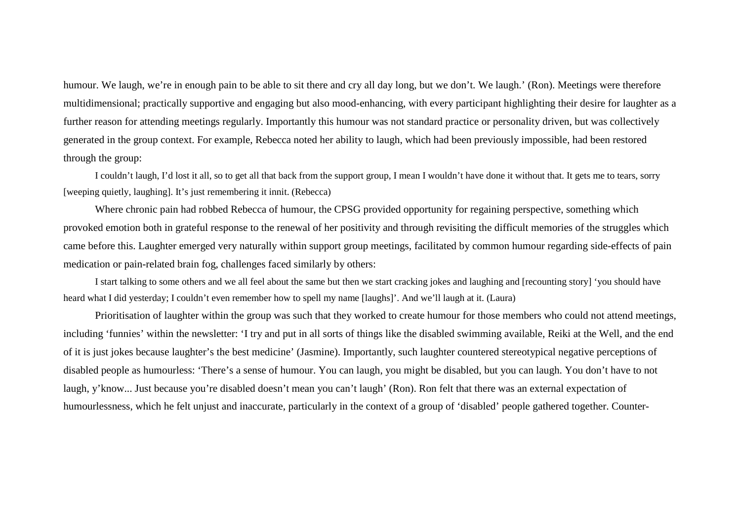humour. We laugh, we're in enough pain to be able to sit there and cry all day long, but we don't. We laugh.' (Ron). Meetings were therefore multidimensional; practically supportive and engaging but also mood-enhancing, with every participant highlighting their desire for laughter as a further reason for attending meetings regularly. Importantly this humour was not standard practice or personality driven, but was collectively generated in the group context. For example, Rebecca noted her ability to laugh, which had been previously impossible, had been restored through the group:

> I couldn't laugh, I'd lost it all, so to get all that back from the support group, I mean I wouldn't have done it without that. It gets me to tears, sorry [weeping quietly, laughing]. It's just remembering it innit. (Rebecca)

Where chronic pain had robbed Rebecca of humour, the CPSG provided opportunity for regaining perspective, something which provoked emotion both in grateful response to the renewal of her positivity and through revisiting the difficult memories of the struggles which came before this. Laughter emerged very naturally within support group meetings, facilitated by common humour regarding side-effects of pain medication or pain-related brain fog, challenges faced similarly by others:

> I start talking to some others and we all feel about the same but then we start cracking jokes and laughing and [recounting story] 'you should have heard what I did yesterday; I couldn't even remember how to spell my name [laughs]'. And we'll laugh at it. (Laura)

Prioritisation of laughter within the group was such that they worked to create humour for those members who could not attend meetings, including 'funnies' within the newsletter: 'I try and put in all sorts of things like the disabled swimming available, Reiki at the Well, and the end of it is just jokes because laughter's the best medicine' (Jasmine). Importantly, such laughter countered stereotypical negative perceptions of disabled people as humourless: 'There's a sense of humour. You can laugh, you might be disabled, but you can laugh. You don't have to not laugh, y'know... Just because you're disabled doesn't mean you can't laugh' (Ron). Ron felt that there was an external expectation of humourlessness, which he felt unjust and inaccurate, particularly in the context of a group of 'disabled' people gathered together. Counter-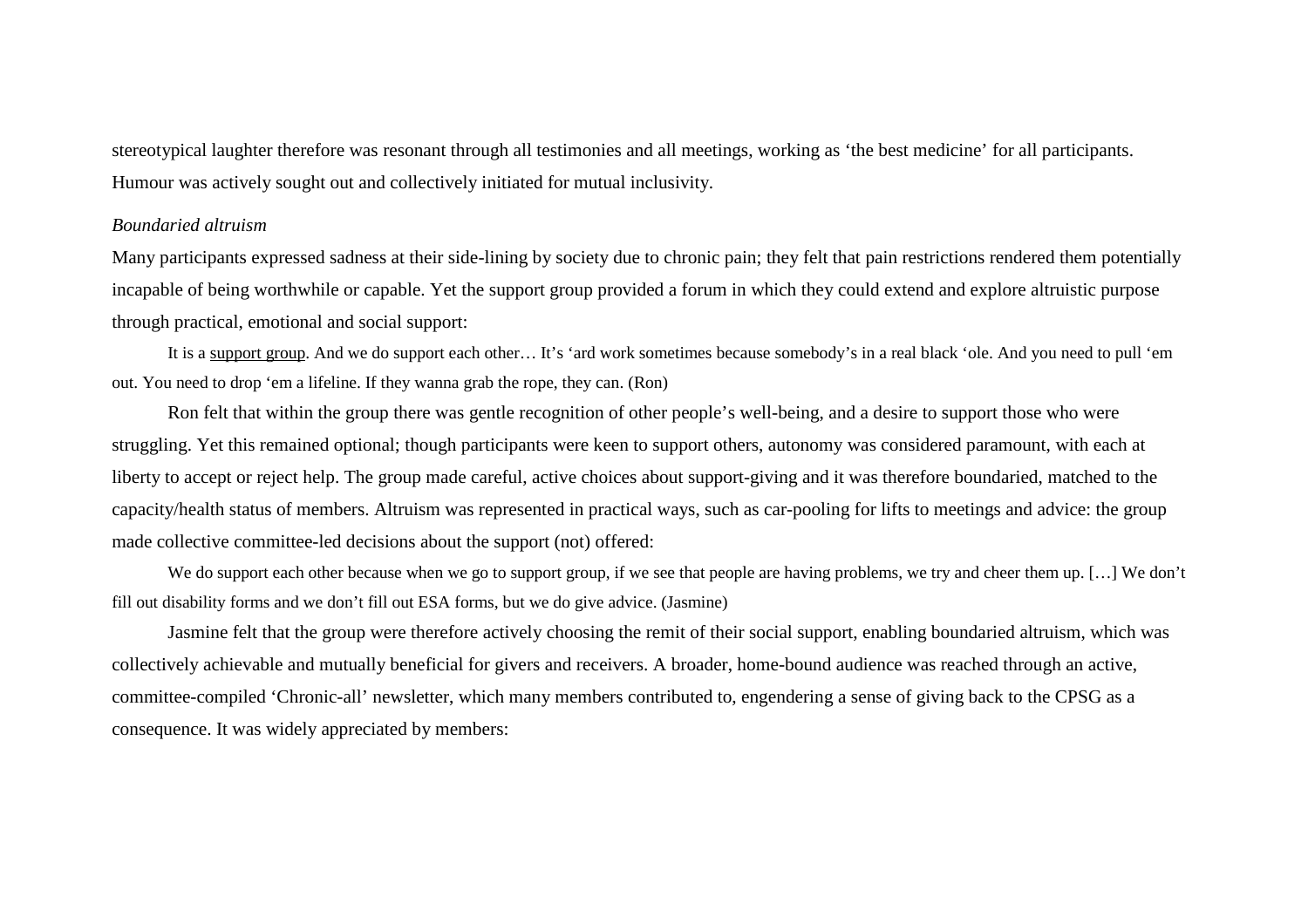stereotypical laughter therefore was resonant through all testimonies and all meetings, working as 'the best medicine' for all participants. Humour was actively sought out and collectively initiated for mutual inclusivity.

*Boundaried altruism*

Many participants expressed sadness at their side-lining by society due to chronic pain; they felt that pain restrictions rendered them potentially incapable of being worthwhile or capable. Yet the support group provided a forum in which they could extend and explore altruistic purpose through practical, emotional and social support:

> It is a <u>support group</u>. And we do support each other… It's 'ard work sometimes because somebody's in a real black 'ole. And you need to pull 'em out. You need to drop 'em a lifeline. If they wanna grab the rope, they can. (Ron)

Ron felt that within the group there was gentle recognition of other people's well-being, and a desire to support those who were struggling. Yet this remained optional; though participants were keen to support others, autonomy was considered paramount, with each at liberty to accept or reject help. The group made careful, active choices about support-giving and it was therefore boundaried, matched to the capacity/health status of members. Altruism was represented in practical ways, such as car-pooling for lifts to meetings and advice: the group made collective committee-led decisions about the support (not) offered:

> We do support each other because when we go to support group, if we see that people are having problems, we try and cheer them up. […] We don't fill out disability forms and we don't fill out ESA forms, but we do give advice. (Jasmine)

Jasmine felt that the group were therefore actively choosing the remit of their social support, enabling boundaried altruism, which was collectively achievable and mutually beneficial for givers and receivers. A broader, home-bound audience was reached through an active, committee-compiled 'Chronic-all' newsletter, which many members contributed to, engendering a sense of giving back to the CPSG as a consequence. It was widely appreciated by members: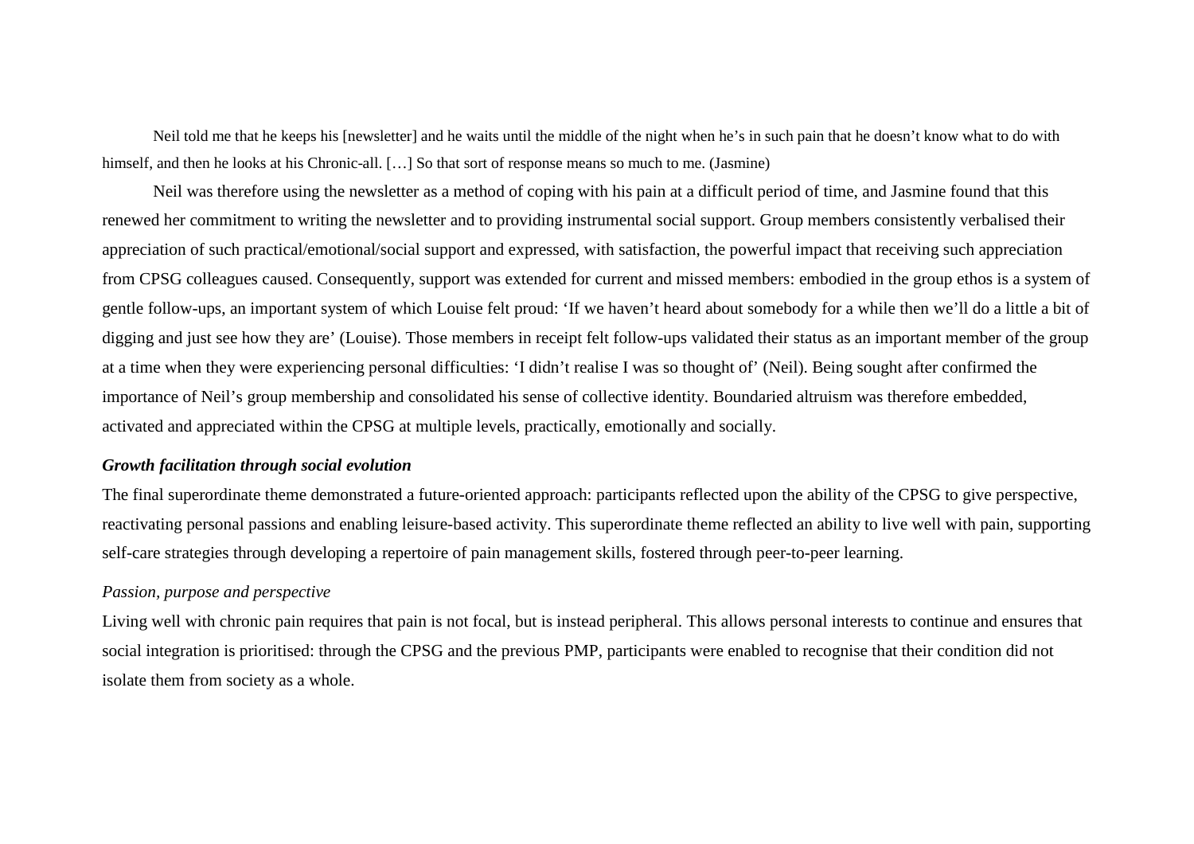> Neil told me that he keeps his [newsletter] and he waits until the middle of the night when he's in such pain that he doesn't know what to do with himself, and then he looks at his Chronic-all. […] So that sort of response means so much to me. (Jasmine)

Neil was therefore using the newsletter as a method of coping with his pain at a difficult period of time, and Jasmine found that this renewed her commitment to writing the newsletter and to providing instrumental social support. Group members consistently verbalised their appreciation of such practical/emotional/social support and expressed, with satisfaction, the powerful impact that receiving such appreciation from CPSG colleagues caused. Consequently, support was extended for current and missed members: embodied in the group ethos is a system of gentle follow-ups, an important system of which Louise felt proud: 'If we haven't heard about somebody for a while then we'll do a little a bit of digging and just see how they are' (Louise). Those members in receipt felt follow-ups validated their status as an important member of the group at a time when they were experiencing personal difficulties: 'I didn't realise I was so thought of' (Neil). Being sought after confirmed the importance of Neil's group membership and consolidated his sense of collective identity. Boundaried altruism was therefore embedded, activated and appreciated within the CPSG at multiple levels, practically, emotionally and socially.

### ***Growth facilitation through social evolution***

The final superordinate theme demonstrated a future-oriented approach: participants reflected upon the ability of the CPSG to give perspective, reactivating personal passions and enabling leisure-based activity. This superordinate theme reflected an ability to live well with pain, supporting self-care strategies through developing a repertoire of pain management skills, fostered through peer-to-peer learning.

#### *Passion, purpose and perspective*

Living well with chronic pain requires that pain is not focal, but is instead peripheral. This allows personal interests to continue and ensures that social integration is prioritised: through the CPSG and the previous PMP, participants were enabled to recognise that their condition did not isolate them from society as a whole.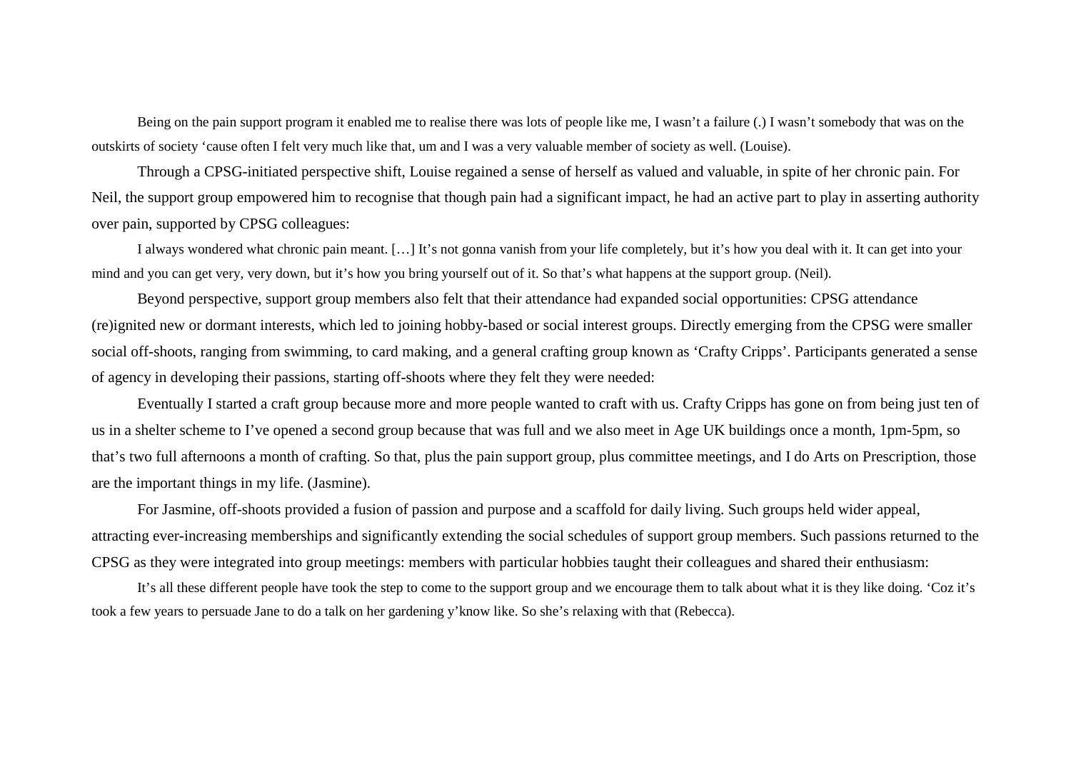> Being on the pain support program it enabled me to realise there was lots of people like me, I wasn't a failure (.) I wasn't somebody that was on the outskirts of society 'cause often I felt very much like that, um and I was a very valuable member of society as well. (Louise).

Through a CPSG-initiated perspective shift, Louise regained a sense of herself as valued and valuable, in spite of her chronic pain. For Neil, the support group empowered him to recognise that though pain had a significant impact, he had an active part to play in asserting authority over pain, supported by CPSG colleagues:

> I always wondered what chronic pain meant. […] It's not gonna vanish from your life completely, but it's how you deal with it. It can get into your mind and you can get very, very down, but it's how you bring yourself out of it. So that's what happens at the support group. (Neil).

Beyond perspective, support group members also felt that their attendance had expanded social opportunities: CPSG attendance (re)ignited new or dormant interests, which led to joining hobby-based or social interest groups. Directly emerging from the CPSG were smaller social off-shoots, ranging from swimming, to card making, and a general crafting group known as 'Crafty Cripps'. Participants generated a sense of agency in developing their passions, starting off-shoots where they felt they were needed:

Eventually I started a craft group because more and more people wanted to craft with us. Crafty Cripps has gone on from being just ten of us in a shelter scheme to I've opened a second group because that was full and we also meet in Age UK buildings once a month, 1pm-5pm, so that's two full afternoons a month of crafting. So that, plus the pain support group, plus committee meetings, and I do Arts on Prescription, those are the important things in my life. (Jasmine).

For Jasmine, off-shoots provided a fusion of passion and purpose and a scaffold for daily living. Such groups held wider appeal, attracting ever-increasing memberships and significantly extending the social schedules of support group members. Such passions returned to the CPSG as they were integrated into group meetings: members with particular hobbies taught their colleagues and shared their enthusiasm:

> It's all these different people have took the step to come to the support group and we encourage them to talk about what it is they like doing. 'Coz it's took a few years to persuade Jane to do a talk on her gardening y'know like. So she's relaxing with that (Rebecca).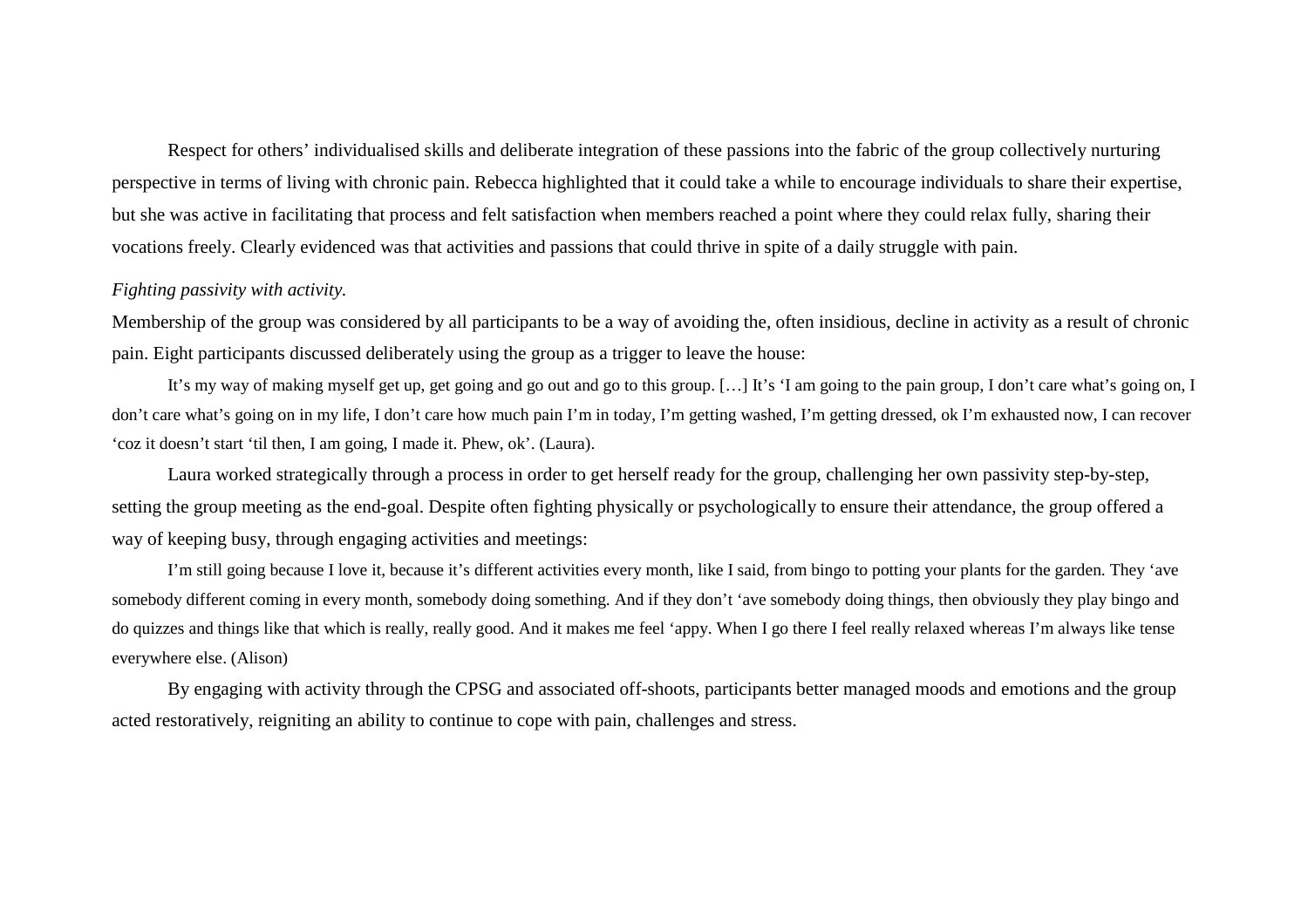Respect for others' individualised skills and deliberate integration of these passions into the fabric of the group collectively nurturing perspective in terms of living with chronic pain. Rebecca highlighted that it could take a while to encourage individuals to share their expertise, but she was active in facilitating that process and felt satisfaction when members reached a point where they could relax fully, sharing their vocations freely. Clearly evidenced was that activities and passions that could thrive in spite of a daily struggle with pain.

*Fighting passivity with activity.*

Membership of the group was considered by all participants to be a way of avoiding the, often insidious, decline in activity as a result of chronic pain. Eight participants discussed deliberately using the group as a trigger to leave the house:

> It's my way of making myself get up, get going and go out and go to this group. […] It's 'I am going to the pain group, I don't care what's going on, I don't care what's going on in my life, I don't care how much pain I'm in today, I'm getting washed, I'm getting dressed, ok I'm exhausted now, I can recover 'coz it doesn't start 'til then, I am going, I made it. Phew, ok'. (Laura).

Laura worked strategically through a process in order to get herself ready for the group, challenging her own passivity step-by-step, setting the group meeting as the end-goal. Despite often fighting physically or psychologically to ensure their attendance, the group offered a way of keeping busy, through engaging activities and meetings:

> I'm still going because I love it, because it's different activities every month, like I said, from bingo to potting your plants for the garden. They 'ave somebody different coming in every month, somebody doing something. And if they don't 'ave somebody doing things, then obviously they play bingo and do quizzes and things like that which is really, really good. And it makes me feel 'appy. When I go there I feel really relaxed whereas I'm always like tense everywhere else. (Alison)

By engaging with activity through the CPSG and associated off-shoots, participants better managed moods and emotions and the group acted restoratively, reigniting an ability to continue to cope with pain, challenges and stress.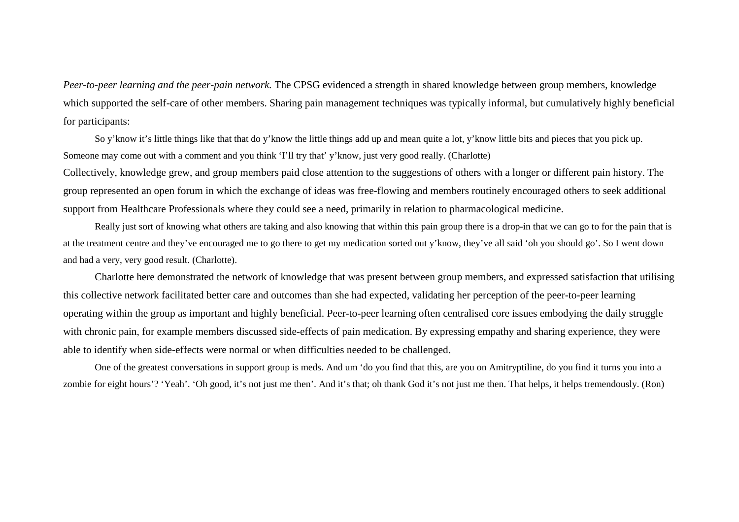*Peer-to-peer learning and the peer-pain network.* The CPSG evidenced a strength in shared knowledge between group members, knowledge which supported the self-care of other members. Sharing pain management techniques was typically informal, but cumulatively highly beneficial for participants:

> So y'know it's little things like that that do y'know the little things add up and mean quite a lot, y'know little bits and pieces that you pick up. Someone may come out with a comment and you think 'I'll try that' y'know, just very good really. (Charlotte)

Collectively, knowledge grew, and group members paid close attention to the suggestions of others with a longer or different pain history. The group represented an open forum in which the exchange of ideas was free-flowing and members routinely encouraged others to seek additional support from Healthcare Professionals where they could see a need, primarily in relation to pharmacological medicine.

> Really just sort of knowing what others are taking and also knowing that within this pain group there is a drop-in that we can go to for the pain that is at the treatment centre and they've encouraged me to go there to get my medication sorted out y'know, they've all said 'oh you should go'. So I went down and had a very, very good result. (Charlotte).

Charlotte here demonstrated the network of knowledge that was present between group members, and expressed satisfaction that utilising this collective network facilitated better care and outcomes than she had expected, validating her perception of the peer-to-peer learning operating within the group as important and highly beneficial. Peer-to-peer learning often centralised core issues embodying the daily struggle with chronic pain, for example members discussed side-effects of pain medication. By expressing empathy and sharing experience, they were able to identify when side-effects were normal or when difficulties needed to be challenged.

> One of the greatest conversations in support group is meds. And um 'do you find that this, are you on Amitryptiline, do you find it turns you into a zombie for eight hours'? 'Yeah'. 'Oh good, it's not just me then'. And it's that; oh thank God it's not just me then. That helps, it helps tremendously. (Ron)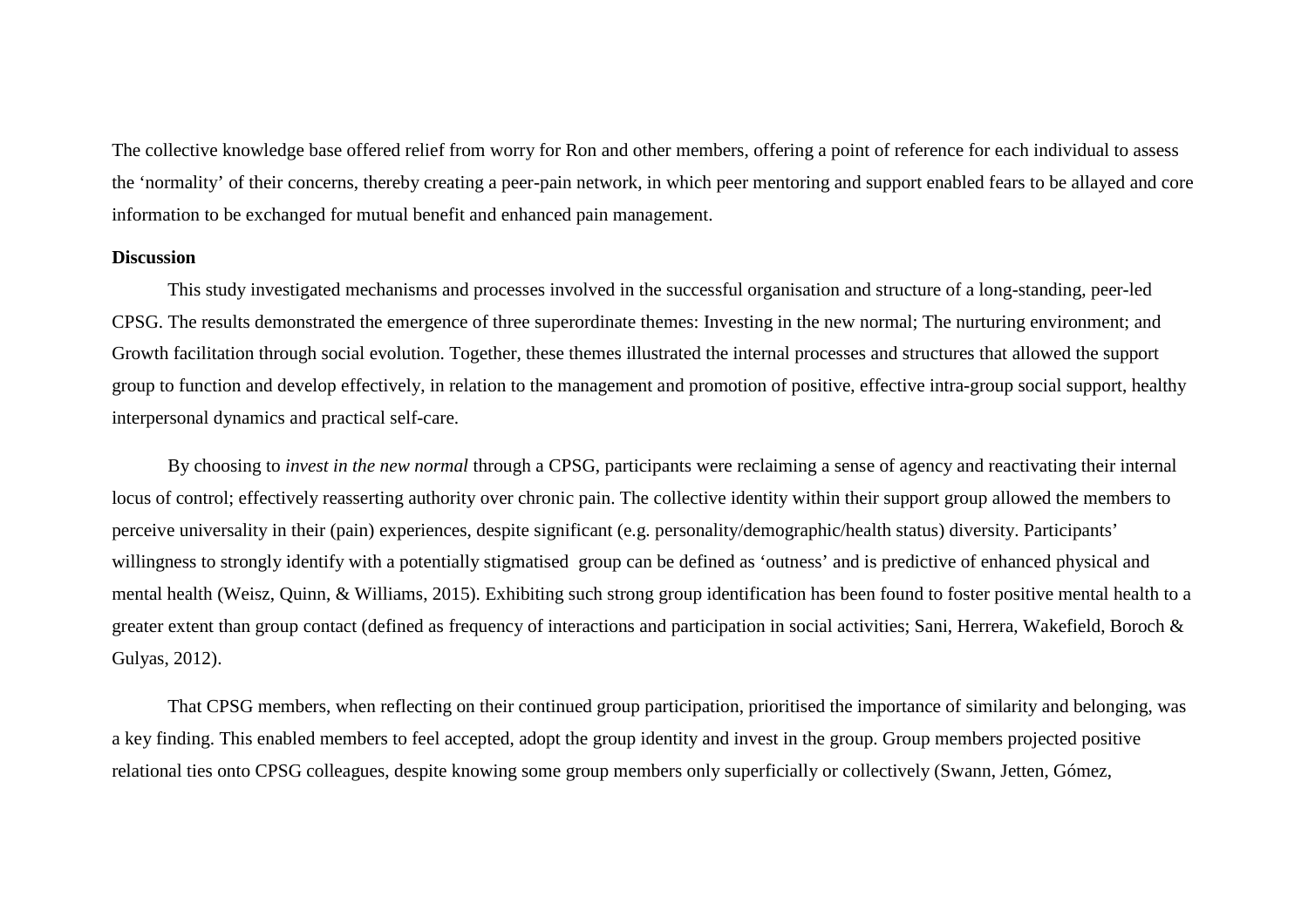The collective knowledge base offered relief from worry for Ron and other members, offering a point of reference for each individual to assess the 'normality' of their concerns, thereby creating a peer-pain network, in which peer mentoring and support enabled fears to be allayed and core information to be exchanged for mutual benefit and enhanced pain management.

**Discussion**

This study investigated mechanisms and processes involved in the successful organisation and structure of a long-standing, peer-led CPSG. The results demonstrated the emergence of three superordinate themes: Investing in the new normal; The nurturing environment; and Growth facilitation through social evolution. Together, these themes illustrated the internal processes and structures that allowed the support group to function and develop effectively, in relation to the management and promotion of positive, effective intra-group social support, healthy interpersonal dynamics and practical self-care.

By choosing to *invest in the new normal* through a CPSG, participants were reclaiming a sense of agency and reactivating their internal locus of control; effectively reasserting authority over chronic pain. The collective identity within their support group allowed the members to perceive universality in their (pain) experiences, despite significant (e.g. personality/demographic/health status) diversity. Participants' willingness to strongly identify with a potentially stigmatised group can be defined as 'outness' and is predictive of enhanced physical and mental health (Weisz, Quinn, & Williams, 2015). Exhibiting such strong group identification has been found to foster positive mental health to a greater extent than group contact (defined as frequency of interactions and participation in social activities; Sani, Herrera, Wakefield, Boroch & Gulyas, 2012).

That CPSG members, when reflecting on their continued group participation, prioritised the importance of similarity and belonging, was a key finding. This enabled members to feel accepted, adopt the group identity and invest in the group. Group members projected positive relational ties onto CPSG colleagues, despite knowing some group members only superficially or collectively (Swann, Jetten, Gómez,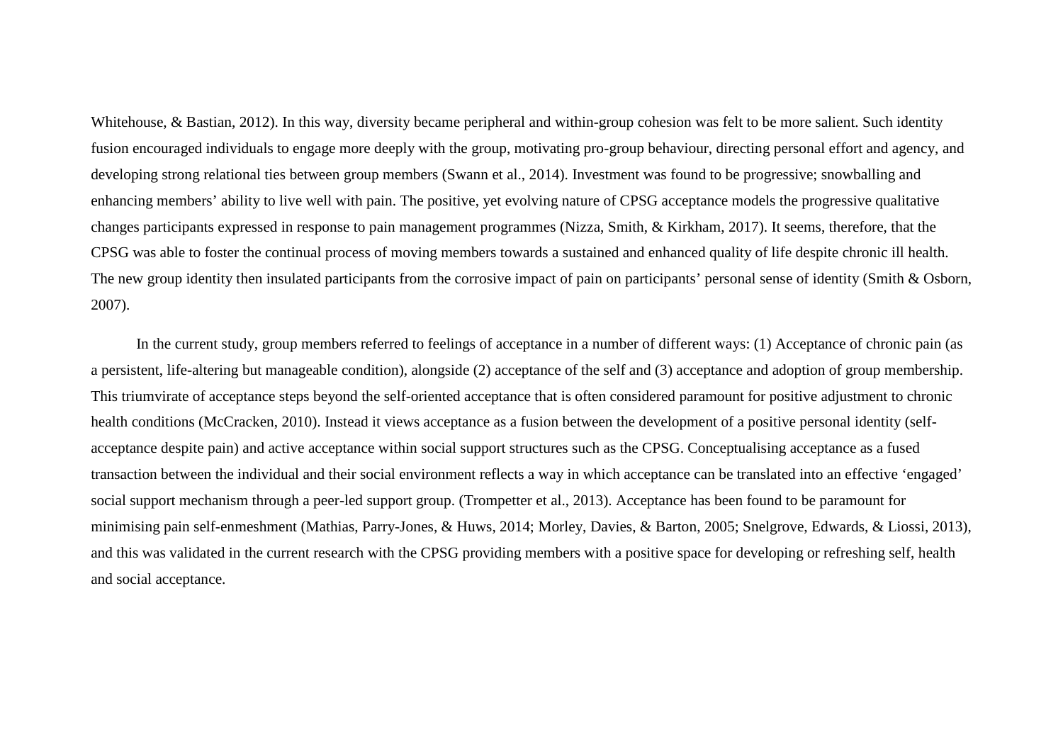Whitehouse, & Bastian, 2012). In this way, diversity became peripheral and within-group cohesion was felt to be more salient. Such identity fusion encouraged individuals to engage more deeply with the group, motivating pro-group behaviour, directing personal effort and agency, and developing strong relational ties between group members (Swann et al., 2014). Investment was found to be progressive; snowballing and enhancing members' ability to live well with pain. The positive, yet evolving nature of CPSG acceptance models the progressive qualitative changes participants expressed in response to pain management programmes (Nizza, Smith, & Kirkham, 2017). It seems, therefore, that the CPSG was able to foster the continual process of moving members towards a sustained and enhanced quality of life despite chronic ill health. The new group identity then insulated participants from the corrosive impact of pain on participants' personal sense of identity (Smith & Osborn, 2007).

In the current study, group members referred to feelings of acceptance in a number of different ways: (1) Acceptance of chronic pain (as a persistent, life-altering but manageable condition), alongside (2) acceptance of the self and (3) acceptance and adoption of group membership. This triumvirate of acceptance steps beyond the self-oriented acceptance that is often considered paramount for positive adjustment to chronic health conditions (McCracken, 2010). Instead it views acceptance as a fusion between the development of a positive personal identity (self-acceptance despite pain) and active acceptance within social support structures such as the CPSG. Conceptualising acceptance as a fused transaction between the individual and their social environment reflects a way in which acceptance can be translated into an effective 'engaged' social support mechanism through a peer-led support group. (Trompetter et al., 2013). Acceptance has been found to be paramount for minimising pain self-enmeshment (Mathias, Parry-Jones, & Huws, 2014; Morley, Davies, & Barton, 2005; Snelgrove, Edwards, & Liossi, 2013), and this was validated in the current research with the CPSG providing members with a positive space for developing or refreshing self, health and social acceptance.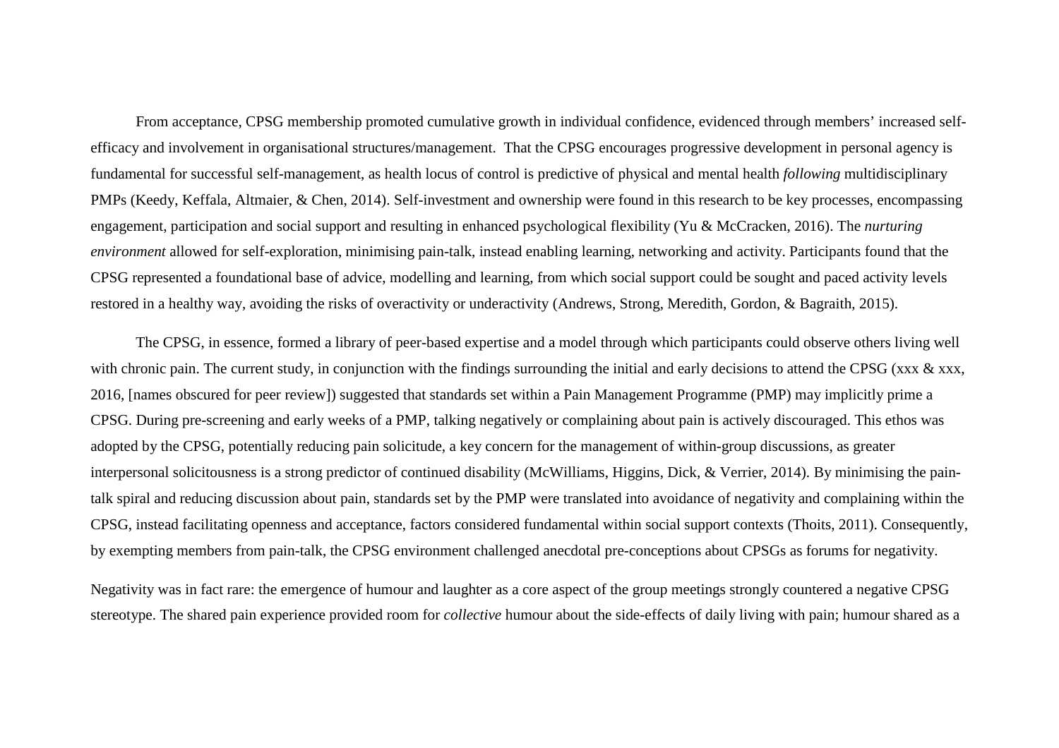From acceptance, CPSG membership promoted cumulative growth in individual confidence, evidenced through members' increased self-efficacy and involvement in organisational structures/management. That the CPSG encourages progressive development in personal agency is fundamental for successful self-management, as health locus of control is predictive of physical and mental health *following* multidisciplinary PMPs (Keedy, Keffala, Altmaier, & Chen, 2014). Self-investment and ownership were found in this research to be key processes, encompassing engagement, participation and social support and resulting in enhanced psychological flexibility (Yu & McCracken, 2016). The *nurturing environment* allowed for self-exploration, minimising pain-talk, instead enabling learning, networking and activity. Participants found that the CPSG represented a foundational base of advice, modelling and learning, from which social support could be sought and paced activity levels restored in a healthy way, avoiding the risks of overactivity or underactivity (Andrews, Strong, Meredith, Gordon, & Bagraith, 2015).

The CPSG, in essence, formed a library of peer-based expertise and a model through which participants could observe others living well with chronic pain. The current study, in conjunction with the findings surrounding the initial and early decisions to attend the CPSG (xxx & xxx, 2016, [names obscured for peer review]) suggested that standards set within a Pain Management Programme (PMP) may implicitly prime a CPSG. During pre-screening and early weeks of a PMP, talking negatively or complaining about pain is actively discouraged. This ethos was adopted by the CPSG, potentially reducing pain solicitude, a key concern for the management of within-group discussions, as greater interpersonal solicitousness is a strong predictor of continued disability (McWilliams, Higgins, Dick, & Verrier, 2014). By minimising the pain-talk spiral and reducing discussion about pain, standards set by the PMP were translated into avoidance of negativity and complaining within the CPSG, instead facilitating openness and acceptance, factors considered fundamental within social support contexts (Thoits, 2011). Consequently, by exempting members from pain-talk, the CPSG environment challenged anecdotal pre-conceptions about CPSGs as forums for negativity.

Negativity was in fact rare: the emergence of humour and laughter as a core aspect of the group meetings strongly countered a negative CPSG stereotype. The shared pain experience provided room for *collective* humour about the side-effects of daily living with pain; humour shared as a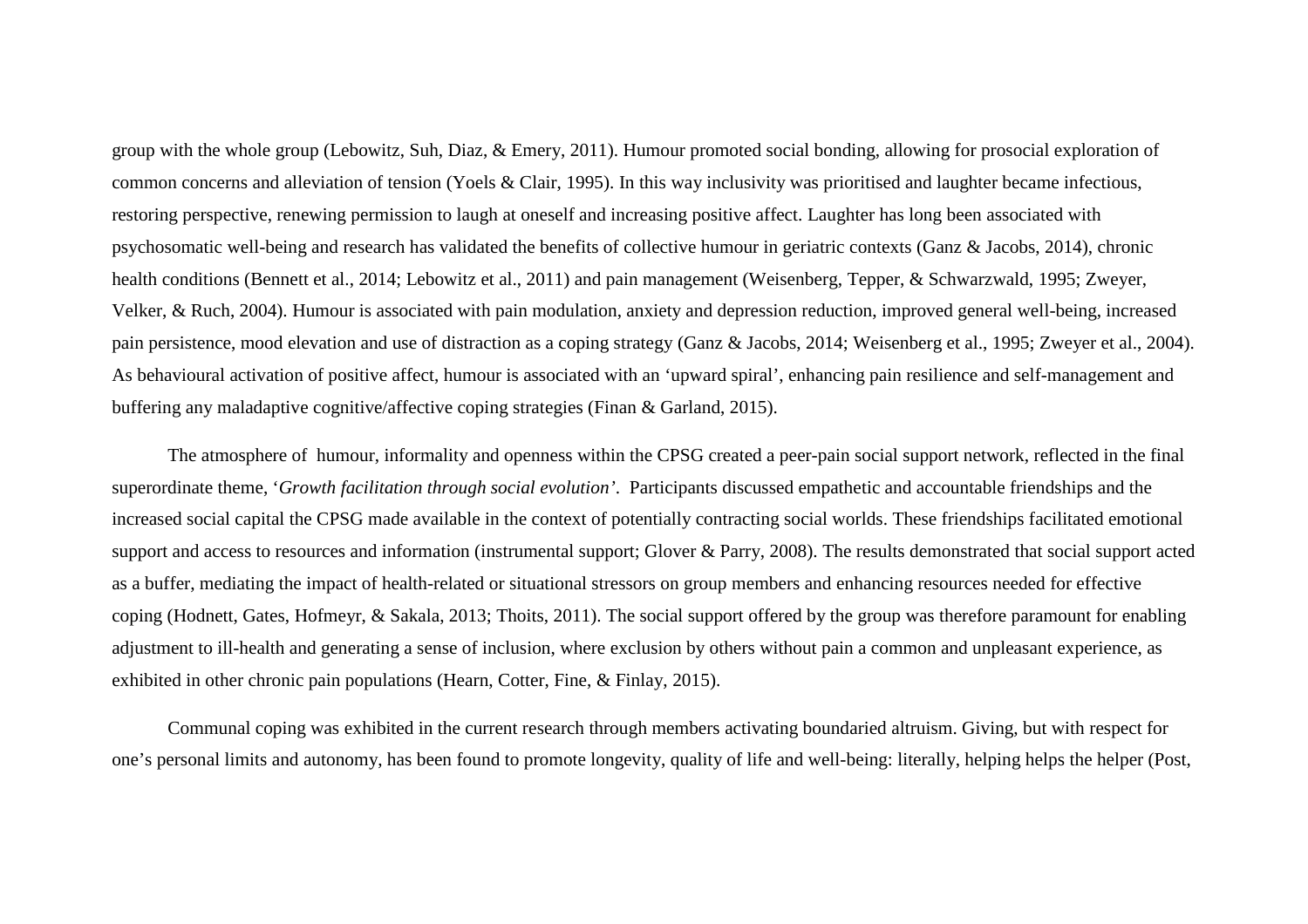group with the whole group (Lebowitz, Suh, Diaz, & Emery, 2011). Humour promoted social bonding, allowing for prosocial exploration of common concerns and alleviation of tension (Yoels & Clair, 1995). In this way inclusivity was prioritised and laughter became infectious, restoring perspective, renewing permission to laugh at oneself and increasing positive affect. Laughter has long been associated with psychosomatic well-being and research has validated the benefits of collective humour in geriatric contexts (Ganz & Jacobs, 2014), chronic health conditions (Bennett et al., 2014; Lebowitz et al., 2011) and pain management (Weisenberg, Tepper, & Schwarzwald, 1995; Zweyer, Velker, & Ruch, 2004). Humour is associated with pain modulation, anxiety and depression reduction, improved general well-being, increased pain persistence, mood elevation and use of distraction as a coping strategy (Ganz & Jacobs, 2014; Weisenberg et al., 1995; Zweyer et al., 2004). As behavioural activation of positive affect, humour is associated with an 'upward spiral', enhancing pain resilience and self-management and buffering any maladaptive cognitive/affective coping strategies (Finan & Garland, 2015).

The atmosphere of humour, informality and openness within the CPSG created a peer-pain social support network, reflected in the final superordinate theme, '*Growth facilitation through social evolution*'. Participants discussed empathetic and accountable friendships and the increased social capital the CPSG made available in the context of potentially contracting social worlds. These friendships facilitated emotional support and access to resources and information (instrumental support; Glover & Parry, 2008). The results demonstrated that social support acted as a buffer, mediating the impact of health-related or situational stressors on group members and enhancing resources needed for effective coping (Hodnett, Gates, Hofmeyr, & Sakala, 2013; Thoits, 2011). The social support offered by the group was therefore paramount for enabling adjustment to ill-health and generating a sense of inclusion, where exclusion by others without pain a common and unpleasant experience, as exhibited in other chronic pain populations (Hearn, Cotter, Fine, & Finlay, 2015).

Communal coping was exhibited in the current research through members activating boundaried altruism. Giving, but with respect for one's personal limits and autonomy, has been found to promote longevity, quality of life and well-being: literally, helping helps the helper (Post,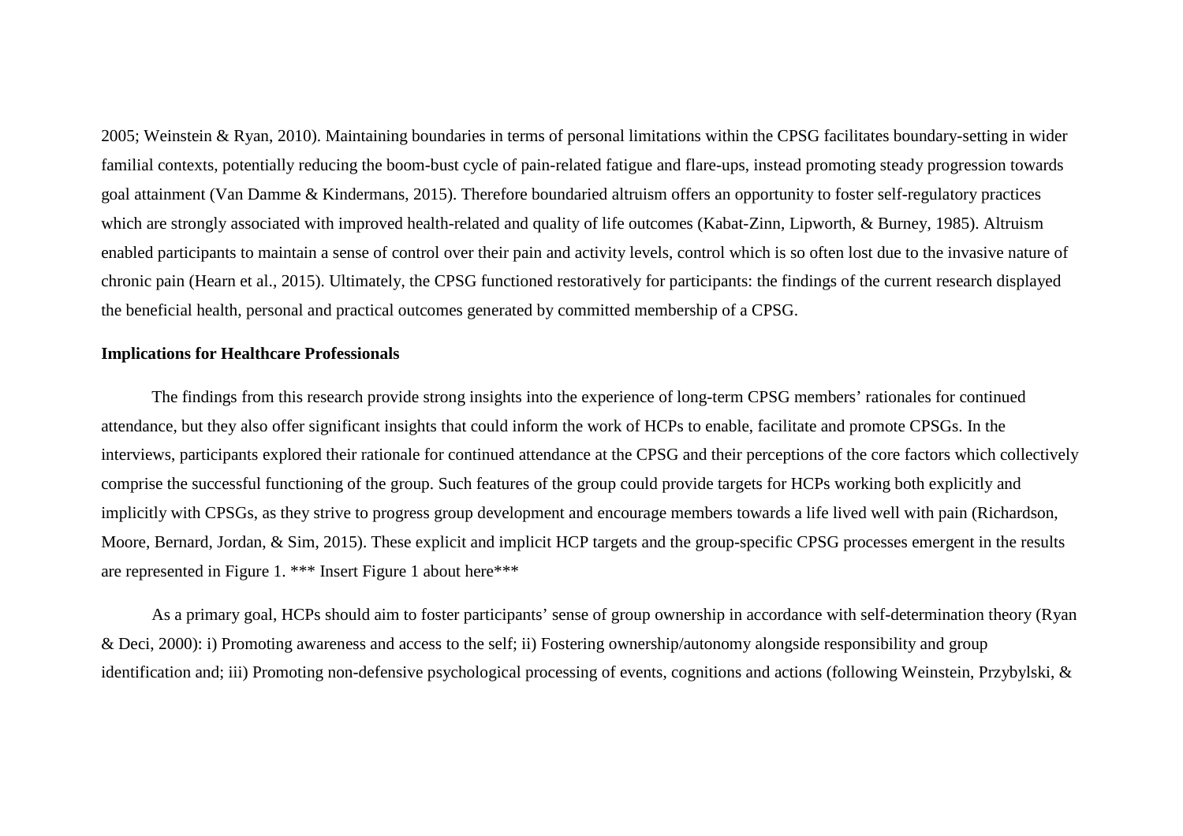2005; Weinstein & Ryan, 2010). Maintaining boundaries in terms of personal limitations within the CPSG facilitates boundary-setting in wider familial contexts, potentially reducing the boom-bust cycle of pain-related fatigue and flare-ups, instead promoting steady progression towards goal attainment (Van Damme & Kindermans, 2015). Therefore boundaried altruism offers an opportunity to foster self-regulatory practices which are strongly associated with improved health-related and quality of life outcomes (Kabat-Zinn, Lipworth, & Burney, 1985). Altruism enabled participants to maintain a sense of control over their pain and activity levels, control which is so often lost due to the invasive nature of chronic pain (Hearn et al., 2015). Ultimately, the CPSG functioned restoratively for participants: the findings of the current research displayed the beneficial health, personal and practical outcomes generated by committed membership of a CPSG.

**Implications for Healthcare Professionals**

The findings from this research provide strong insights into the experience of long-term CPSG members' rationales for continued attendance, but they also offer significant insights that could inform the work of HCPs to enable, facilitate and promote CPSGs. In the interviews, participants explored their rationale for continued attendance at the CPSG and their perceptions of the core factors which collectively comprise the successful functioning of the group. Such features of the group could provide targets for HCPs working both explicitly and implicitly with CPSGs, as they strive to progress group development and encourage members towards a life lived well with pain (Richardson, Moore, Bernard, Jordan, & Sim, 2015). These explicit and implicit HCP targets and the group-specific CPSG processes emergent in the results are represented in Figure 1. *** Insert Figure 1 about here***

As a primary goal, HCPs should aim to foster participants' sense of group ownership in accordance with self-determination theory (Ryan & Deci, 2000): i) Promoting awareness and access to the self; ii) Fostering ownership/autonomy alongside responsibility and group identification and; iii) Promoting non-defensive psychological processing of events, cognitions and actions (following Weinstein, Przybylski, &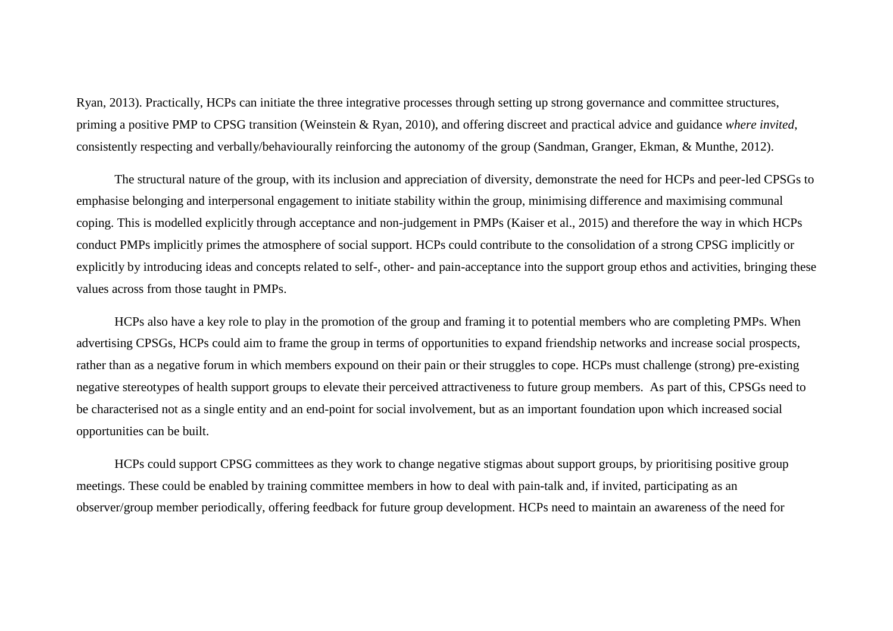Ryan, 2013). Practically, HCPs can initiate the three integrative processes through setting up strong governance and committee structures, priming a positive PMP to CPSG transition (Weinstein & Ryan, 2010), and offering discreet and practical advice and guidance *where invited*, consistently respecting and verbally/behaviourally reinforcing the autonomy of the group (Sandman, Granger, Ekman, & Munthe, 2012).

The structural nature of the group, with its inclusion and appreciation of diversity, demonstrate the need for HCPs and peer-led CPSGs to emphasise belonging and interpersonal engagement to initiate stability within the group, minimising difference and maximising communal coping. This is modelled explicitly through acceptance and non-judgement in PMPs (Kaiser et al., 2015) and therefore the way in which HCPs conduct PMPs implicitly primes the atmosphere of social support. HCPs could contribute to the consolidation of a strong CPSG implicitly or explicitly by introducing ideas and concepts related to self-, other- and pain-acceptance into the support group ethos and activities, bringing these values across from those taught in PMPs.

HCPs also have a key role to play in the promotion of the group and framing it to potential members who are completing PMPs. When advertising CPSGs, HCPs could aim to frame the group in terms of opportunities to expand friendship networks and increase social prospects, rather than as a negative forum in which members expound on their pain or their struggles to cope. HCPs must challenge (strong) pre-existing negative stereotypes of health support groups to elevate their perceived attractiveness to future group members. As part of this, CPSGs need to be characterised not as a single entity and an end-point for social involvement, but as an important foundation upon which increased social opportunities can be built.

HCPs could support CPSG committees as they work to change negative stigmas about support groups, by prioritising positive group meetings. These could be enabled by training committee members in how to deal with pain-talk and, if invited, participating as an observer/group member periodically, offering feedback for future group development. HCPs need to maintain an awareness of the need for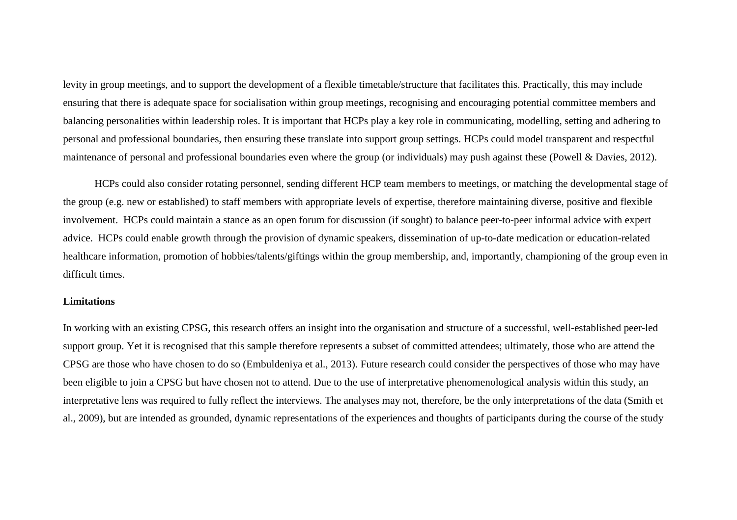levity in group meetings, and to support the development of a flexible timetable/structure that facilitates this. Practically, this may include ensuring that there is adequate space for socialisation within group meetings, recognising and encouraging potential committee members and balancing personalities within leadership roles. It is important that HCPs play a key role in communicating, modelling, setting and adhering to personal and professional boundaries, then ensuring these translate into support group settings. HCPs could model transparent and respectful maintenance of personal and professional boundaries even where the group (or individuals) may push against these (Powell & Davies, 2012).

HCPs could also consider rotating personnel, sending different HCP team members to meetings, or matching the developmental stage of the group (e.g. new or established) to staff members with appropriate levels of expertise, therefore maintaining diverse, positive and flexible involvement. HCPs could maintain a stance as an open forum for discussion (if sought) to balance peer-to-peer informal advice with expert advice. HCPs could enable growth through the provision of dynamic speakers, dissemination of up-to-date medication or education-related healthcare information, promotion of hobbies/talents/giftings within the group membership, and, importantly, championing of the group even in difficult times.

**Limitations**

In working with an existing CPSG, this research offers an insight into the organisation and structure of a successful, well-established peer-led support group. Yet it is recognised that this sample therefore represents a subset of committed attendees; ultimately, those who are attend the CPSG are those who have chosen to do so (Embuldeniya et al., 2013). Future research could consider the perspectives of those who may have been eligible to join a CPSG but have chosen not to attend. Due to the use of interpretative phenomenological analysis within this study, an interpretative lens was required to fully reflect the interviews. The analyses may not, therefore, be the only interpretations of the data (Smith et al., 2009), but are intended as grounded, dynamic representations of the experiences and thoughts of participants during the course of the study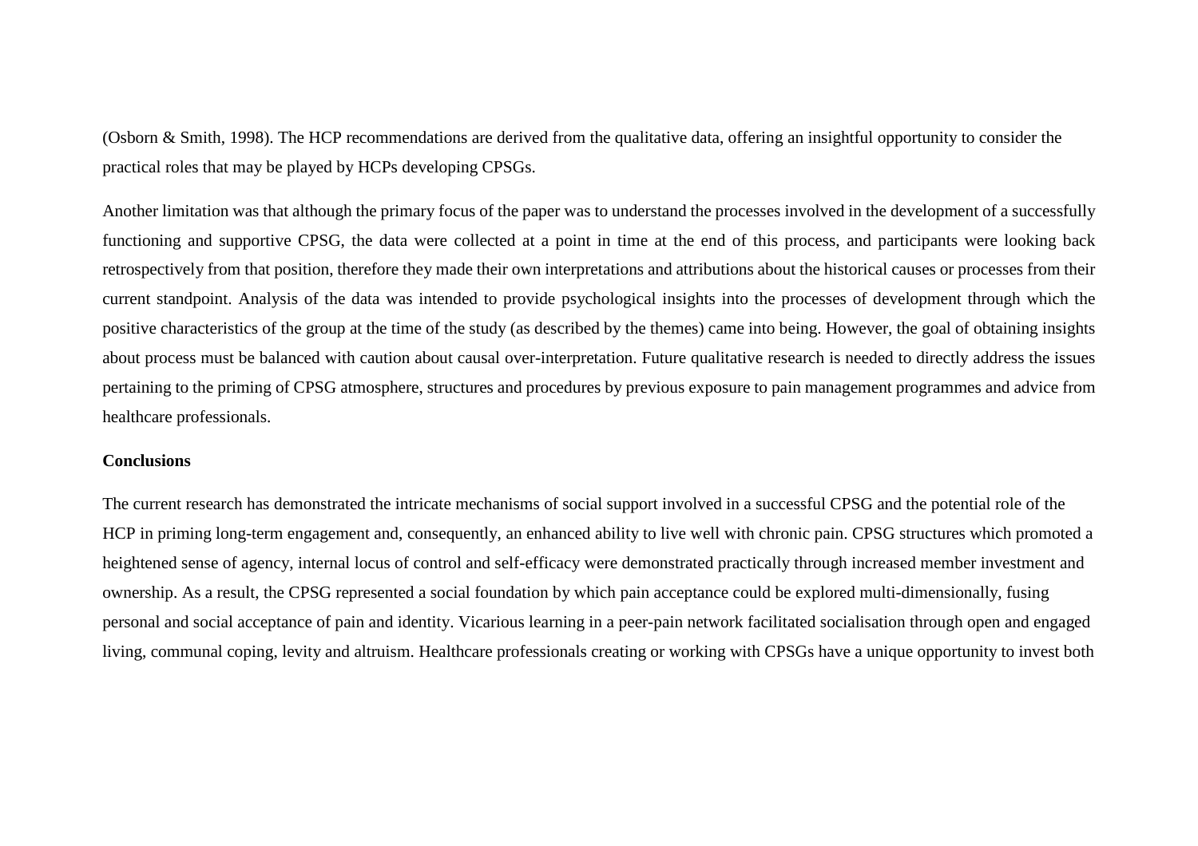(Osborn & Smith, 1998). The HCP recommendations are derived from the qualitative data, offering an insightful opportunity to consider the practical roles that may be played by HCPs developing CPSGs.

Another limitation was that although the primary focus of the paper was to understand the processes involved in the development of a successfully functioning and supportive CPSG, the data were collected at a point in time at the end of this process, and participants were looking back retrospectively from that position, therefore they made their own interpretations and attributions about the historical causes or processes from their current standpoint. Analysis of the data was intended to provide psychological insights into the processes of development through which the positive characteristics of the group at the time of the study (as described by the themes) came into being. However, the goal of obtaining insights about process must be balanced with caution about causal over-interpretation. Future qualitative research is needed to directly address the issues pertaining to the priming of CPSG atmosphere, structures and procedures by previous exposure to pain management programmes and advice from healthcare professionals.

**Conclusions**

The current research has demonstrated the intricate mechanisms of social support involved in a successful CPSG and the potential role of the HCP in priming long-term engagement and, consequently, an enhanced ability to live well with chronic pain. CPSG structures which promoted a heightened sense of agency, internal locus of control and self-efficacy were demonstrated practically through increased member investment and ownership. As a result, the CPSG represented a social foundation by which pain acceptance could be explored multi-dimensionally, fusing personal and social acceptance of pain and identity. Vicarious learning in a peer-pain network facilitated socialisation through open and engaged living, communal coping, levity and altruism. Healthcare professionals creating or working with CPSGs have a unique opportunity to invest both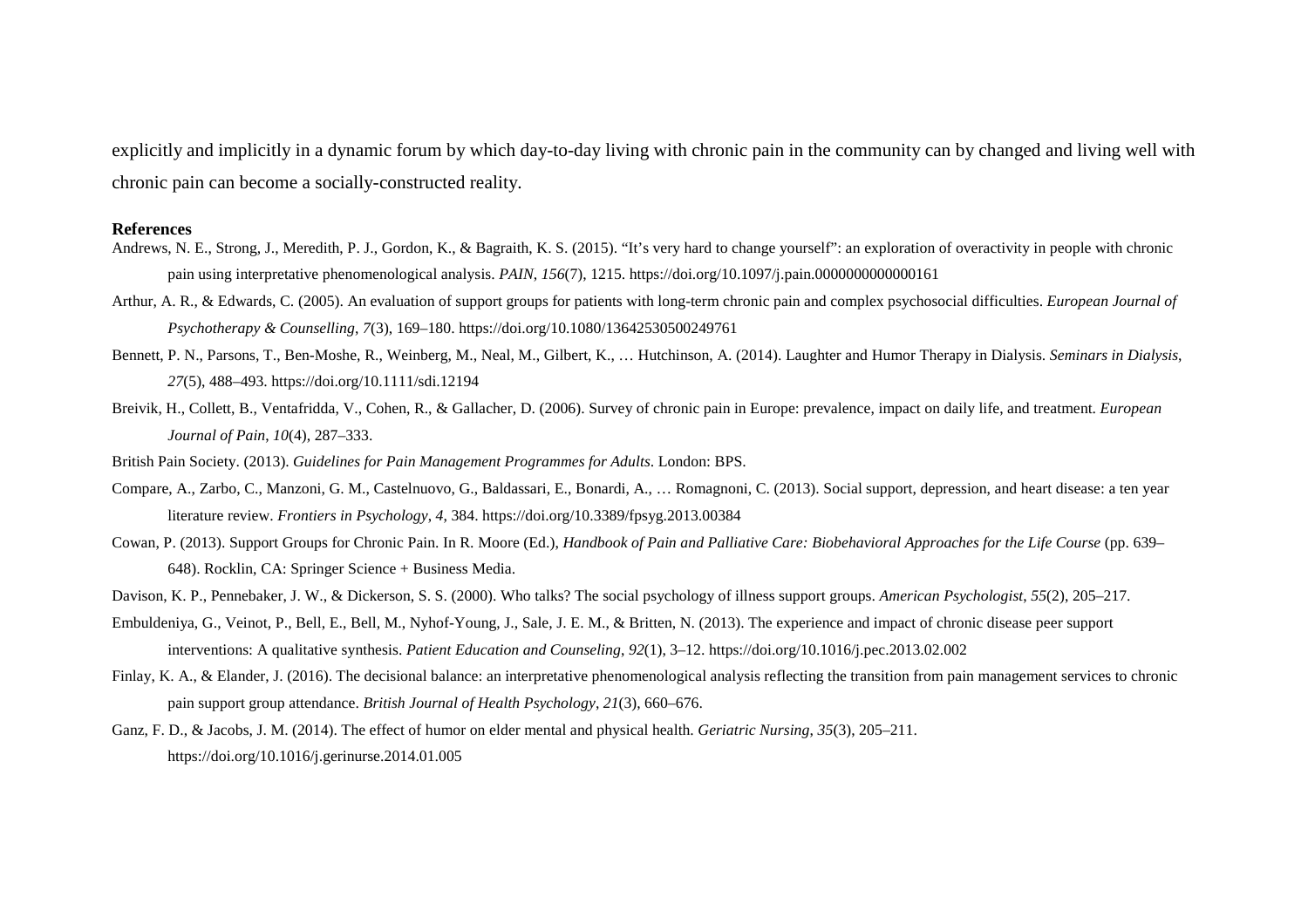explicitly and implicitly in a dynamic forum by which day-to-day living with chronic pain in the community can by changed and living well with chronic pain can become a socially-constructed reality.

**References**

Andrews, N. E., Strong, J., Meredith, P. J., Gordon, K., & Bagraith, K. S. (2015). "It's very hard to change yourself": an exploration of overactivity in people with chronic pain using interpretative phenomenological analysis. *PAIN*, *156*(7), 1215. https://doi.org/10.1097/j.pain.0000000000000161

Arthur, A. R., & Edwards, C. (2005). An evaluation of support groups for patients with long-term chronic pain and complex psychosocial difficulties. *European Journal of Psychotherapy & Counselling*, *7*(3), 169–180. https://doi.org/10.1080/13642530500249761

Bennett, P. N., Parsons, T., Ben-Moshe, R., Weinberg, M., Neal, M., Gilbert, K., … Hutchinson, A. (2014). Laughter and Humor Therapy in Dialysis. *Seminars in Dialysis*, *27*(5), 488–493. https://doi.org/10.1111/sdi.12194

Breivik, H., Collett, B., Ventafridda, V., Cohen, R., & Gallacher, D. (2006). Survey of chronic pain in Europe: prevalence, impact on daily life, and treatment. *European Journal of Pain*, *10*(4), 287–333.

British Pain Society. (2013). *Guidelines for Pain Management Programmes for Adults*. London: BPS.

Compare, A., Zarbo, C., Manzoni, G. M., Castelnuovo, G., Baldassari, E., Bonardi, A., … Romagnoni, C. (2013). Social support, depression, and heart disease: a ten year literature review. *Frontiers in Psychology*, *4*, 384. https://doi.org/10.3389/fpsyg.2013.00384

Cowan, P. (2013). Support Groups for Chronic Pain. In R. Moore (Ed.), *Handbook of Pain and Palliative Care: Biobehavioral Approaches for the Life Course* (pp. 639–648). Rocklin, CA: Springer Science + Business Media.

Davison, K. P., Pennebaker, J. W., & Dickerson, S. S. (2000). Who talks? The social psychology of illness support groups. *American Psychologist*, *55*(2), 205–217.

Embuldeniya, G., Veinot, P., Bell, E., Bell, M., Nyhof-Young, J., Sale, J. E. M., & Britten, N. (2013). The experience and impact of chronic disease peer support interventions: A qualitative synthesis. *Patient Education and Counseling*, *92*(1), 3–12. https://doi.org/10.1016/j.pec.2013.02.002

Finlay, K. A., & Elander, J. (2016). The decisional balance: an interpretative phenomenological analysis reflecting the transition from pain management services to chronic pain support group attendance. *British Journal of Health Psychology*, *21*(3), 660–676.

Ganz, F. D., & Jacobs, J. M. (2014). The effect of humor on elder mental and physical health. *Geriatric Nursing*, *35*(3), 205–211. https://doi.org/10.1016/j.gerinurse.2014.01.005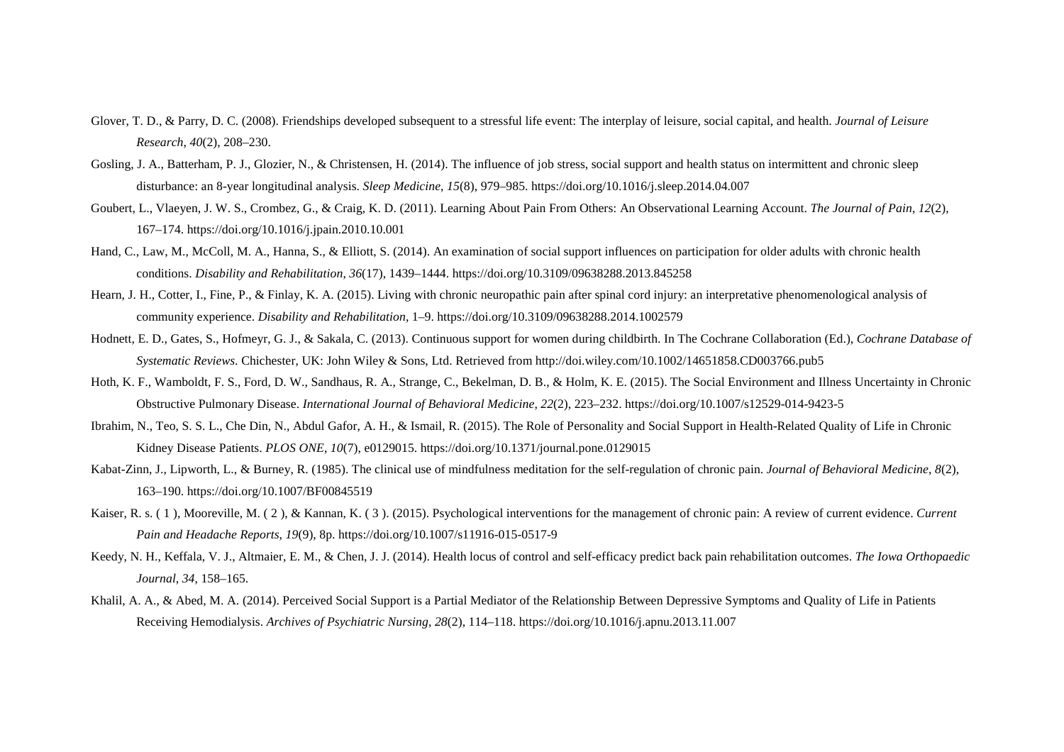Glover, T. D., & Parry, D. C. (2008). Friendships developed subsequent to a stressful life event: The interplay of leisure, social capital, and health. *Journal of Leisure Research*, *40*(2), 208–230.

Gosling, J. A., Batterham, P. J., Glozier, N., & Christensen, H. (2014). The influence of job stress, social support and health status on intermittent and chronic sleep disturbance: an 8-year longitudinal analysis. *Sleep Medicine*, *15*(8), 979–985. https://doi.org/10.1016/j.sleep.2014.04.007

Goubert, L., Vlaeyen, J. W. S., Crombez, G., & Craig, K. D. (2011). Learning About Pain From Others: An Observational Learning Account. *The Journal of Pain*, *12*(2), 167–174. https://doi.org/10.1016/j.jpain.2010.10.001

Hand, C., Law, M., McColl, M. A., Hanna, S., & Elliott, S. (2014). An examination of social support influences on participation for older adults with chronic health conditions. *Disability and Rehabilitation*, *36*(17), 1439–1444. https://doi.org/10.3109/09638288.2013.845258

Hearn, J. H., Cotter, I., Fine, P., & Finlay, K. A. (2015). Living with chronic neuropathic pain after spinal cord injury: an interpretative phenomenological analysis of community experience. *Disability and Rehabilitation*, 1–9. https://doi.org/10.3109/09638288.2014.1002579

Hodnett, E. D., Gates, S., Hofmeyr, G. J., & Sakala, C. (2013). Continuous support for women during childbirth. In The Cochrane Collaboration (Ed.), *Cochrane Database of Systematic Reviews*. Chichester, UK: John Wiley & Sons, Ltd. Retrieved from http://doi.wiley.com/10.1002/14651858.CD003766.pub5

Hoth, K. F., Wamboldt, F. S., Ford, D. W., Sandhaus, R. A., Strange, C., Bekelman, D. B., & Holm, K. E. (2015). The Social Environment and Illness Uncertainty in Chronic Obstructive Pulmonary Disease. *International Journal of Behavioral Medicine*, *22*(2), 223–232. https://doi.org/10.1007/s12529-014-9423-5

Ibrahim, N., Teo, S. S. L., Che Din, N., Abdul Gafor, A. H., & Ismail, R. (2015). The Role of Personality and Social Support in Health-Related Quality of Life in Chronic Kidney Disease Patients. *PLOS ONE*, *10*(7), e0129015. https://doi.org/10.1371/journal.pone.0129015

Kabat-Zinn, J., Lipworth, L., & Burney, R. (1985). The clinical use of mindfulness meditation for the self-regulation of chronic pain. *Journal of Behavioral Medicine*, *8*(2), 163–190. https://doi.org/10.1007/BF00845519

Kaiser, R. s. ( 1 ), Mooreville, M. ( 2 ), & Kannan, K. ( 3 ). (2015). Psychological interventions for the management of chronic pain: A review of current evidence. *Current Pain and Headache Reports*, *19*(9), 8p. https://doi.org/10.1007/s11916-015-0517-9

Keedy, N. H., Keffala, V. J., Altmaier, E. M., & Chen, J. J. (2014). Health locus of control and self-efficacy predict back pain rehabilitation outcomes. *The Iowa Orthopaedic Journal*, *34*, 158–165.

Khalil, A. A., & Abed, M. A. (2014). Perceived Social Support is a Partial Mediator of the Relationship Between Depressive Symptoms and Quality of Life in Patients Receiving Hemodialysis. *Archives of Psychiatric Nursing*, *28*(2), 114–118. https://doi.org/10.1016/j.apnu.2013.11.007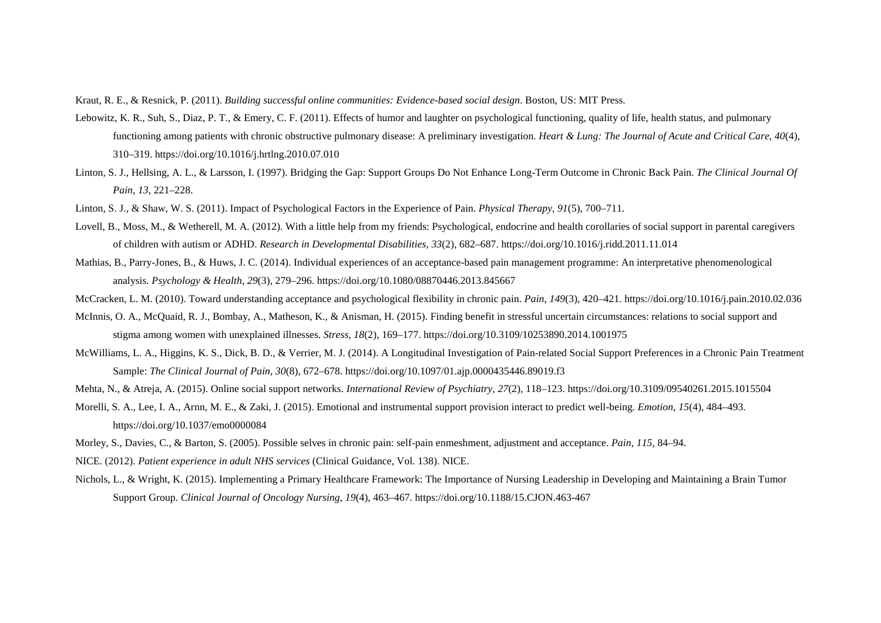Kraut, R. E., & Resnick, P. (2011). *Building successful online communities: Evidence-based social design*. Boston, US: MIT Press.

Lebowitz, K. R., Suh, S., Diaz, P. T., & Emery, C. F. (2011). Effects of humor and laughter on psychological functioning, quality of life, health status, and pulmonary functioning among patients with chronic obstructive pulmonary disease: A preliminary investigation. *Heart & Lung: The Journal of Acute and Critical Care*, *40*(4), 310–319. https://doi.org/10.1016/j.hrtlng.2010.07.010

Linton, S. J., Hellsing, A. L., & Larsson, I. (1997). Bridging the Gap: Support Groups Do Not Enhance Long-Term Outcome in Chronic Back Pain. *The Clinical Journal Of Pain*, *13*, 221–228.

Linton, S. J., & Shaw, W. S. (2011). Impact of Psychological Factors in the Experience of Pain. *Physical Therapy*, *91*(5), 700–711.

Lovell, B., Moss, M., & Wetherell, M. A. (2012). With a little help from my friends: Psychological, endocrine and health corollaries of social support in parental caregivers of children with autism or ADHD. *Research in Developmental Disabilities*, *33*(2), 682–687. https://doi.org/10.1016/j.ridd.2011.11.014

Mathias, B., Parry-Jones, B., & Huws, J. C. (2014). Individual experiences of an acceptance-based pain management programme: An interpretative phenomenological analysis. *Psychology & Health*, *29*(3), 279–296. https://doi.org/10.1080/08870446.2013.845667

McCracken, L. M. (2010). Toward understanding acceptance and psychological flexibility in chronic pain. *Pain*, *149*(3), 420–421. https://doi.org/10.1016/j.pain.2010.02.036

McInnis, O. A., McQuaid, R. J., Bombay, A., Matheson, K., & Anisman, H. (2015). Finding benefit in stressful uncertain circumstances: relations to social support and stigma among women with unexplained illnesses. *Stress*, *18*(2), 169–177. https://doi.org/10.3109/10253890.2014.1001975

McWilliams, L. A., Higgins, K. S., Dick, B. D., & Verrier, M. J. (2014). A Longitudinal Investigation of Pain-related Social Support Preferences in a Chronic Pain Treatment Sample: *The Clinical Journal of Pain*, *30*(8), 672–678. https://doi.org/10.1097/01.ajp.0000435446.89019.f3

Mehta, N., & Atreja, A. (2015). Online social support networks. *International Review of Psychiatry*, *27*(2), 118–123. https://doi.org/10.3109/09540261.2015.1015504

Morelli, S. A., Lee, I. A., Arnn, M. E., & Zaki, J. (2015). Emotional and instrumental support provision interact to predict well-being. *Emotion*, *15*(4), 484–493. https://doi.org/10.1037/emo0000084

Morley, S., Davies, C., & Barton, S. (2005). Possible selves in chronic pain: self-pain enmeshment, adjustment and acceptance. *Pain*, *115*, 84–94.

NICE. (2012). *Patient experience in adult NHS services* (Clinical Guidance, Vol. 138). NICE.

Nichols, L., & Wright, K. (2015). Implementing a Primary Healthcare Framework: The Importance of Nursing Leadership in Developing and Maintaining a Brain Tumor Support Group. *Clinical Journal of Oncology Nursing*, *19*(4), 463–467. https://doi.org/10.1188/15.CJON.463-467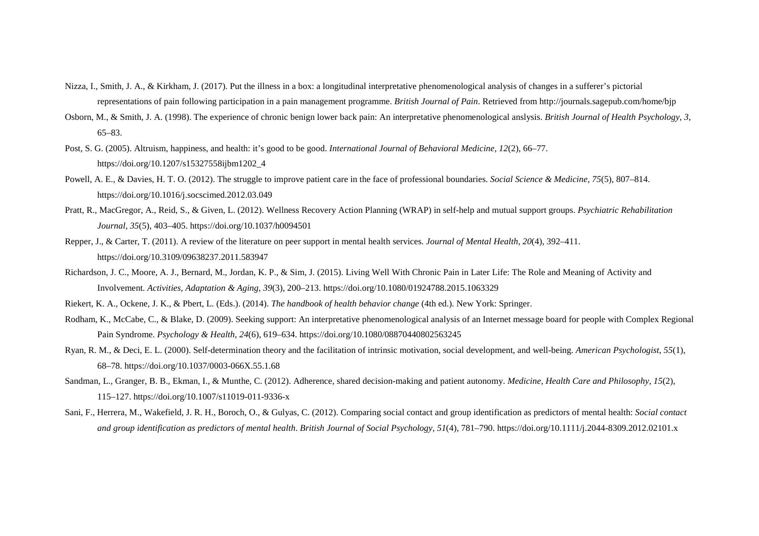Nizza, I., Smith, J. A., & Kirkham, J. (2017). Put the illness in a box: a longitudinal interpretative phenomenological analysis of changes in a sufferer's pictorial representations of pain following participation in a pain management programme. *British Journal of Pain*. Retrieved from http://journals.sagepub.com/home/bjp

Osborn, M., & Smith, J. A. (1998). The experience of chronic benign lower back pain: An interpretative phenomenological anslysis. *British Journal of Health Psychology*, *3*, 65–83.

Post, S. G. (2005). Altruism, happiness, and health: it's good to be good. *International Journal of Behavioral Medicine*, *12*(2), 66–77. https://doi.org/10.1207/s15327558ijbm1202_4

Powell, A. E., & Davies, H. T. O. (2012). The struggle to improve patient care in the face of professional boundaries. *Social Science & Medicine*, *75*(5), 807–814. https://doi.org/10.1016/j.socscimed.2012.03.049

Pratt, R., MacGregor, A., Reid, S., & Given, L. (2012). Wellness Recovery Action Planning (WRAP) in self-help and mutual support groups. *Psychiatric Rehabilitation Journal*, *35*(5), 403–405. https://doi.org/10.1037/h0094501

Repper, J., & Carter, T. (2011). A review of the literature on peer support in mental health services. *Journal of Mental Health*, *20*(4), 392–411. https://doi.org/10.3109/09638237.2011.583947

Richardson, J. C., Moore, A. J., Bernard, M., Jordan, K. P., & Sim, J. (2015). Living Well With Chronic Pain in Later Life: The Role and Meaning of Activity and Involvement. *Activities, Adaptation & Aging*, *39*(3), 200–213. https://doi.org/10.1080/01924788.2015.1063329

Riekert, K. A., Ockene, J. K., & Pbert, L. (Eds.). (2014). *The handbook of health behavior change* (4th ed.). New York: Springer.

Rodham, K., McCabe, C., & Blake, D. (2009). Seeking support: An interpretative phenomenological analysis of an Internet message board for people with Complex Regional Pain Syndrome. *Psychology & Health*, *24*(6), 619–634. https://doi.org/10.1080/08870440802563245

Ryan, R. M., & Deci, E. L. (2000). Self-determination theory and the facilitation of intrinsic motivation, social development, and well-being. *American Psychologist*, *55*(1), 68–78. https://doi.org/10.1037/0003-066X.55.1.68

Sandman, L., Granger, B. B., Ekman, I., & Munthe, C. (2012). Adherence, shared decision-making and patient autonomy. *Medicine, Health Care and Philosophy*, *15*(2), 115–127. https://doi.org/10.1007/s11019-011-9336-x

Sani, F., Herrera, M., Wakefield, J. R. H., Boroch, O., & Gulyas, C. (2012). Comparing social contact and group identification as predictors of mental health: *Social contact and group identification as predictors of mental health*. *British Journal of Social Psychology*, *51*(4), 781–790. https://doi.org/10.1111/j.2044-8309.2012.02101.x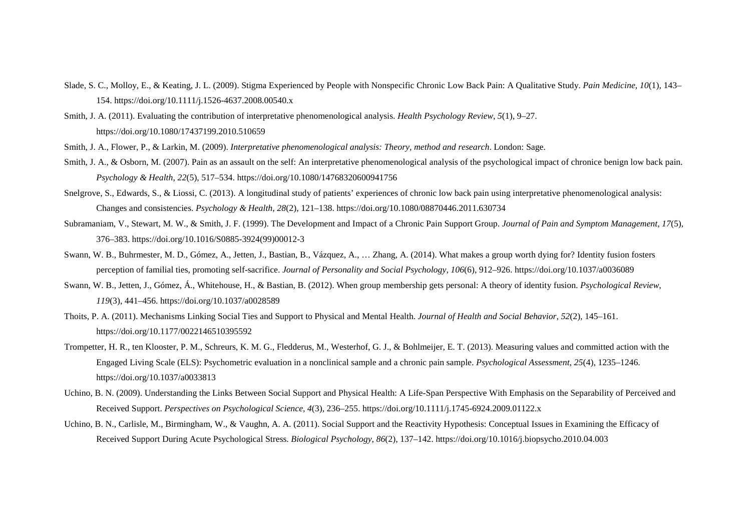Slade, S. C., Molloy, E., & Keating, J. L. (2009). Stigma Experienced by People with Nonspecific Chronic Low Back Pain: A Qualitative Study. *Pain Medicine*, *10*(1), 143–154. https://doi.org/10.1111/j.1526-4637.2008.00540.x

Smith, J. A. (2011). Evaluating the contribution of interpretative phenomenological analysis. *Health Psychology Review*, *5*(1), 9–27. https://doi.org/10.1080/17437199.2010.510659

Smith, J. A., Flower, P., & Larkin, M. (2009). *Interpretative phenomenological analysis: Theory, method and research*. London: Sage.

Smith, J. A., & Osborn, M. (2007). Pain as an assault on the self: An interpretative phenomenological analysis of the psychological impact of chronice benign low back pain. *Psychology & Health, 22*(5), 517–534. https://doi.org/10.1080/14768320600941756

Snelgrove, S., Edwards, S., & Liossi, C. (2013). A longitudinal study of patients' experiences of chronic low back pain using interpretative phenomenological analysis: Changes and consistencies. *Psychology & Health*, *28*(2), 121–138. https://doi.org/10.1080/08870446.2011.630734

Subramaniam, V., Stewart, M. W., & Smith, J. F. (1999). The Development and Impact of a Chronic Pain Support Group. *Journal of Pain and Symptom Management*, *17*(5), 376–383. https://doi.org/10.1016/S0885-3924(99)00012-3

Swann, W. B., Buhrmester, M. D., Gómez, A., Jetten, J., Bastian, B., Vázquez, A., … Zhang, A. (2014). What makes a group worth dying for? Identity fusion fosters perception of familial ties, promoting self-sacrifice. *Journal of Personality and Social Psychology*, *106*(6), 912–926. https://doi.org/10.1037/a0036089

Swann, W. B., Jetten, J., Gómez, Á., Whitehouse, H., & Bastian, B. (2012). When group membership gets personal: A theory of identity fusion. *Psychological Review*, *119*(3), 441–456. https://doi.org/10.1037/a0028589

Thoits, P. A. (2011). Mechanisms Linking Social Ties and Support to Physical and Mental Health. *Journal of Health and Social Behavior*, *52*(2), 145–161. https://doi.org/10.1177/0022146510395592

Trompetter, H. R., ten Klooster, P. M., Schreurs, K. M. G., Fledderus, M., Westerhof, G. J., & Bohlmeijer, E. T. (2013). Measuring values and committed action with the Engaged Living Scale (ELS): Psychometric evaluation in a nonclinical sample and a chronic pain sample. *Psychological Assessment*, *25*(4), 1235–1246. https://doi.org/10.1037/a0033813

Uchino, B. N. (2009). Understanding the Links Between Social Support and Physical Health: A Life-Span Perspective With Emphasis on the Separability of Perceived and Received Support. *Perspectives on Psychological Science*, *4*(3), 236–255. https://doi.org/10.1111/j.1745-6924.2009.01122.x

Uchino, B. N., Carlisle, M., Birmingham, W., & Vaughn, A. A. (2011). Social Support and the Reactivity Hypothesis: Conceptual Issues in Examining the Efficacy of Received Support During Acute Psychological Stress. *Biological Psychology*, *86*(2), 137–142. https://doi.org/10.1016/j.biopsycho.2010.04.003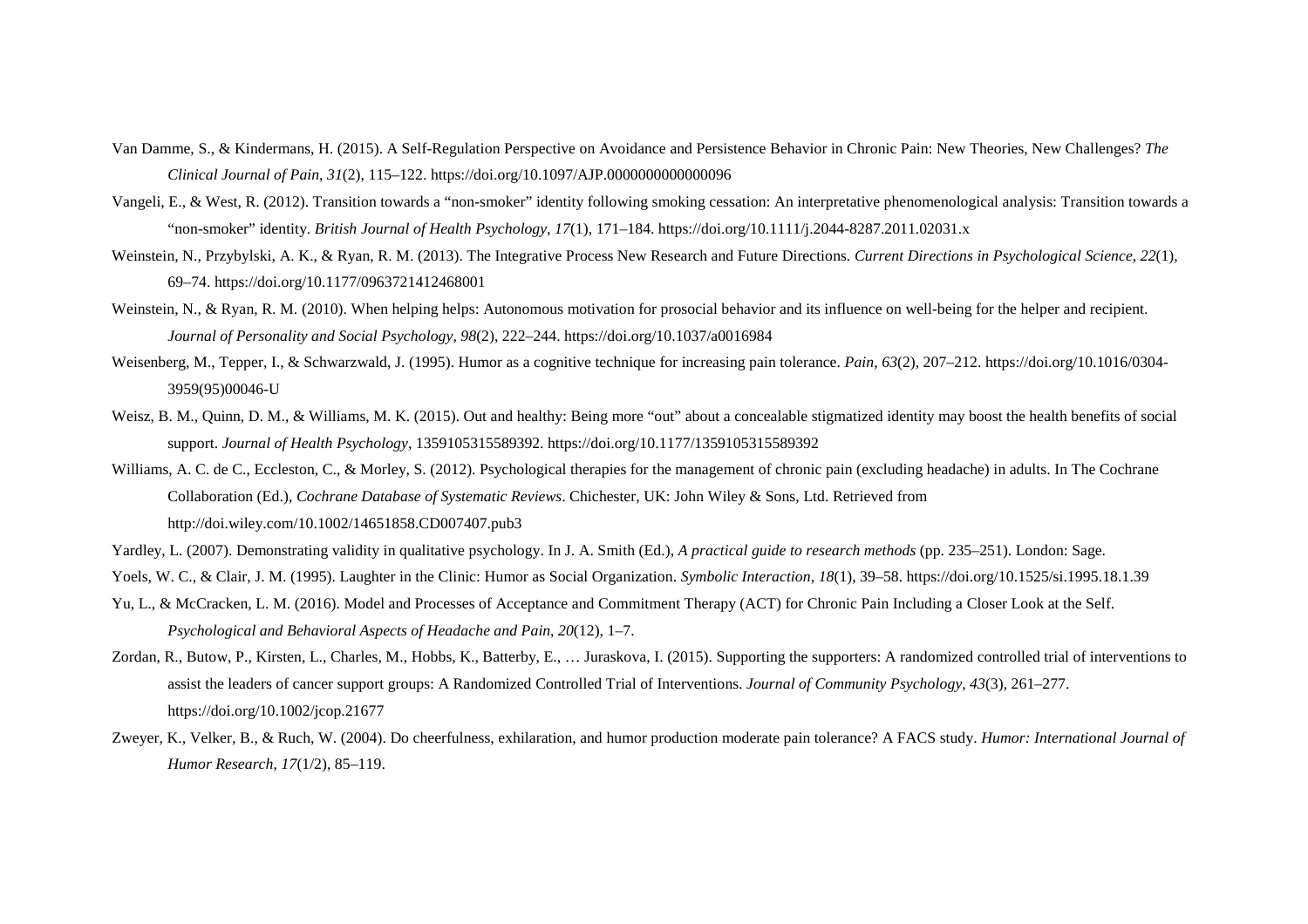Van Damme, S., & Kindermans, H. (2015). A Self-Regulation Perspective on Avoidance and Persistence Behavior in Chronic Pain: New Theories, New Challenges? *The Clinical Journal of Pain*, *31*(2), 115–122. https://doi.org/10.1097/AJP.0000000000000096

Vangeli, E., & West, R. (2012). Transition towards a "non-smoker" identity following smoking cessation: An interpretative phenomenological analysis: Transition towards a "non-smoker" identity. *British Journal of Health Psychology*, *17*(1), 171–184. https://doi.org/10.1111/j.2044-8287.2011.02031.x

Weinstein, N., Przybylski, A. K., & Ryan, R. M. (2013). The Integrative Process New Research and Future Directions. *Current Directions in Psychological Science*, *22*(1), 69–74. https://doi.org/10.1177/0963721412468001

Weinstein, N., & Ryan, R. M. (2010). When helping helps: Autonomous motivation for prosocial behavior and its influence on well-being for the helper and recipient. *Journal of Personality and Social Psychology*, *98*(2), 222–244. https://doi.org/10.1037/a0016984

Weisenberg, M., Tepper, I., & Schwarzwald, J. (1995). Humor as a cognitive technique for increasing pain tolerance. *Pain*, *63*(2), 207–212. https://doi.org/10.1016/0304-3959(95)00046-U

Weisz, B. M., Quinn, D. M., & Williams, M. K. (2015). Out and healthy: Being more "out" about a concealable stigmatized identity may boost the health benefits of social support. *Journal of Health Psychology*, 1359105315589392. https://doi.org/10.1177/1359105315589392

Williams, A. C. de C., Eccleston, C., & Morley, S. (2012). Psychological therapies for the management of chronic pain (excluding headache) in adults. In The Cochrane Collaboration (Ed.), *Cochrane Database of Systematic Reviews*. Chichester, UK: John Wiley & Sons, Ltd. Retrieved from http://doi.wiley.com/10.1002/14651858.CD007407.pub3

Yardley, L. (2007). Demonstrating validity in qualitative psychology. In J. A. Smith (Ed.), *A practical guide to research methods* (pp. 235–251). London: Sage.

Yoels, W. C., & Clair, J. M. (1995). Laughter in the Clinic: Humor as Social Organization. *Symbolic Interaction*, *18*(1), 39–58. https://doi.org/10.1525/si.1995.18.1.39

Yu, L., & McCracken, L. M. (2016). Model and Processes of Acceptance and Commitment Therapy (ACT) for Chronic Pain Including a Closer Look at the Self. *Psychological and Behavioral Aspects of Headache and Pain*, *20*(12), 1–7.

Zordan, R., Butow, P., Kirsten, L., Charles, M., Hobbs, K., Batterby, E., … Juraskova, I. (2015). Supporting the supporters: A randomized controlled trial of interventions to assist the leaders of cancer support groups: A Randomized Controlled Trial of Interventions. *Journal of Community Psychology*, *43*(3), 261–277. https://doi.org/10.1002/jcop.21677

Zweyer, K., Velker, B., & Ruch, W. (2004). Do cheerfulness, exhilaration, and humor production moderate pain tolerance? A FACS study. *Humor: International Journal of Humor Research*, *17*(1/2), 85–119.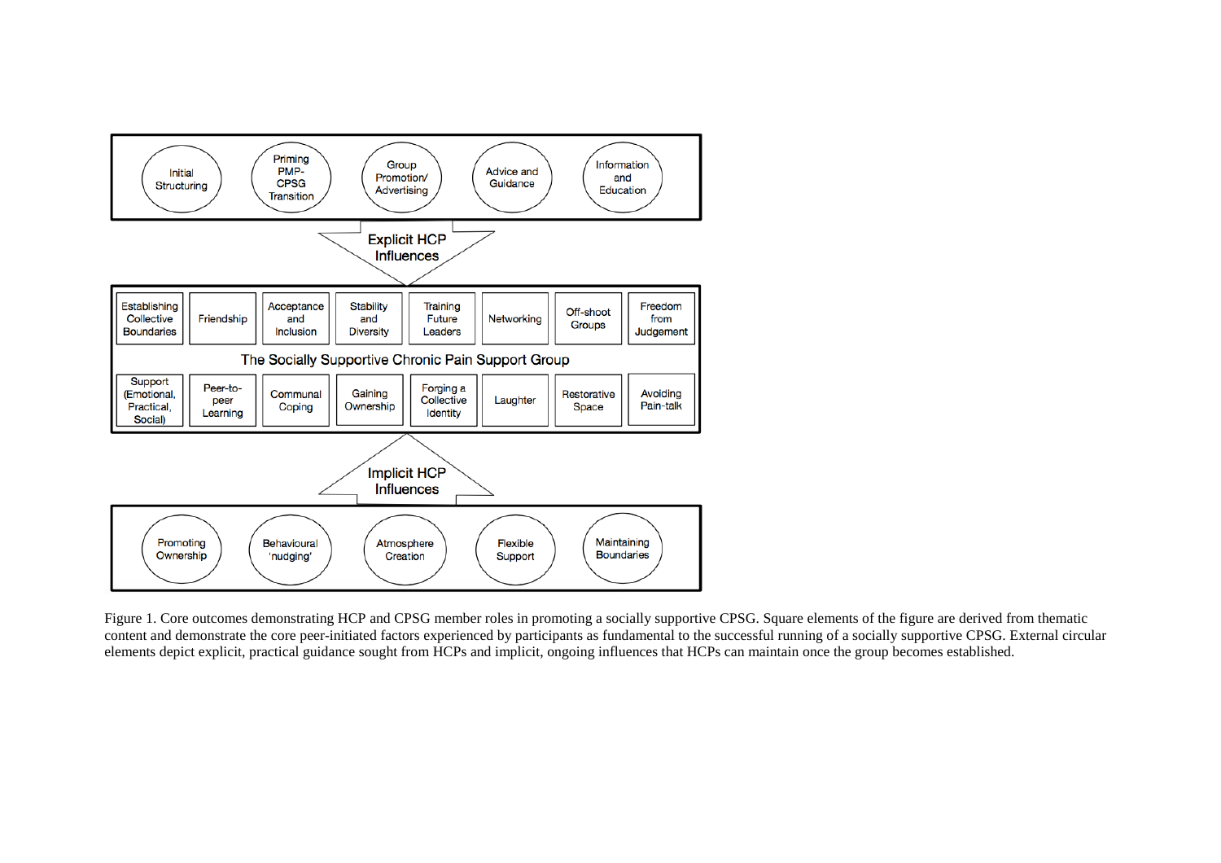Initial Structuring | Priming PMP-CPSG Transition | Group Promotion/ Advertising | Advice and Guidance | Information and Education

**Explicit HCP Influences**

| Establishing Collective Boundaries | Friendship | Acceptance and Inclusion | Stability and Diversity | Training Future Leaders | Networking | Off-shoot Groups | Freedom from Judgement |
|---|---|---|---|---|---|---|---|

**The Socially Supportive Chronic Pain Support Group**

| Support (Emotional, Practical, Social) | Peer-to-peer Learning | Communal Coping | Gaining Ownership | Forging a Collective Identity | Laughter | Restorative Space | Avoiding Pain-talk |
|---|---|---|---|---|---|---|---|

**Implicit HCP Influences**

Promoting Ownership | Behavioural 'nudging' | Atmosphere Creation | Flexible Support | Maintaining Boundaries

Figure 1. Core outcomes demonstrating HCP and CPSG member roles in promoting a socially supportive CPSG. Square elements of the figure are derived from thematic content and demonstrate the core peer-initiated factors experienced by participants as fundamental to the successful running of a socially supportive CPSG. External circular elements depict explicit, practical guidance sought from HCPs and implicit, ongoing influences that HCPs can maintain once the group becomes established.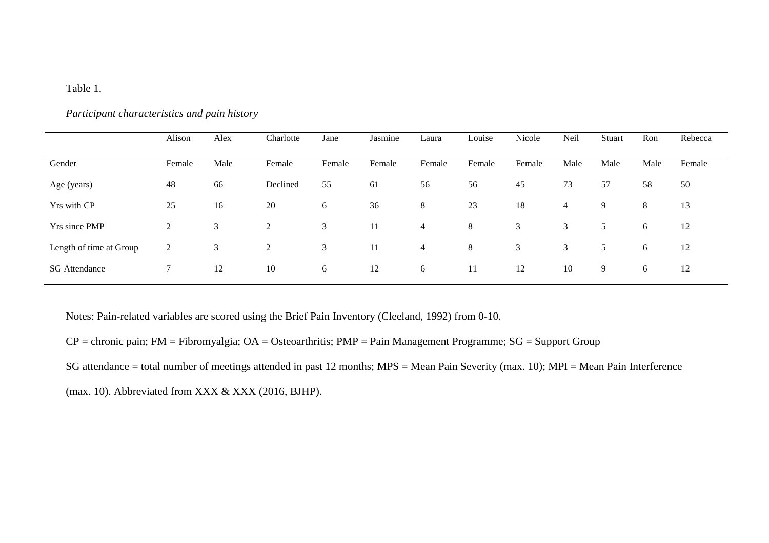Table 1.

*Participant characteristics and pain history*

| | Alison | Alex | Charlotte | Jane | Jasmine | Laura | Louise | Nicole | Neil | Stuart | Ron | Rebecca |
|---|---|---|---|---|---|---|---|---|---|---|---|---|
| Gender | Female | Male | Female | Female | Female | Female | Female | Female | Male | Male | Male | Female |
| Age (years) | 48 | 66 | Declined | 55 | 61 | 56 | 56 | 45 | 73 | 57 | 58 | 50 |
| Yrs with CP | 25 | 16 | 20 | 6 | 36 | 8 | 23 | 18 | 4 | 9 | 8 | 13 |
| Yrs since PMP | 2 | 3 | 2 | 3 | 11 | 4 | 8 | 3 | 3 | 5 | 6 | 12 |
| Length of time at Group | 2 | 3 | 2 | 3 | 11 | 4 | 8 | 3 | 3 | 5 | 6 | 12 |
| SG Attendance | 7 | 12 | 10 | 6 | 12 | 6 | 11 | 12 | 10 | 9 | 6 | 12 |

Notes: Pain-related variables are scored using the Brief Pain Inventory (Cleeland, 1992) from 0-10.

CP = chronic pain; FM = Fibromyalgia; OA = Osteoarthritis; PMP = Pain Management Programme; SG = Support Group

SG attendance = total number of meetings attended in past 12 months; MPS = Mean Pain Severity (max. 10); MPI = Mean Pain Interference (max. 10). Abbreviated from XXX & XXX (2016, BJHP).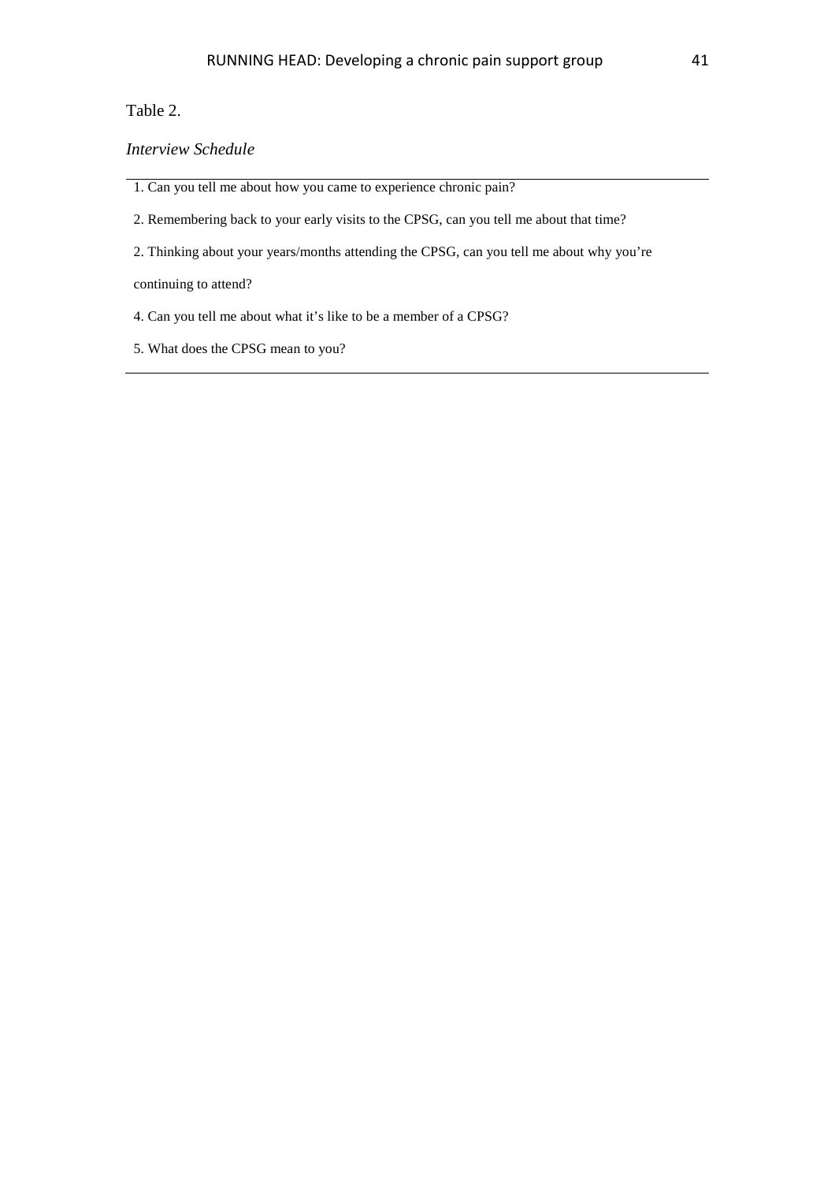Table 2.

*Interview Schedule*

1. Can you tell me about how you came to experience chronic pain?

2. Remembering back to your early visits to the CPSG, can you tell me about that time?

2. Thinking about your years/months attending the CPSG, can you tell me about why you're continuing to attend?

4. Can you tell me about what it's like to be a member of a CPSG?

5. What does the CPSG mean to you?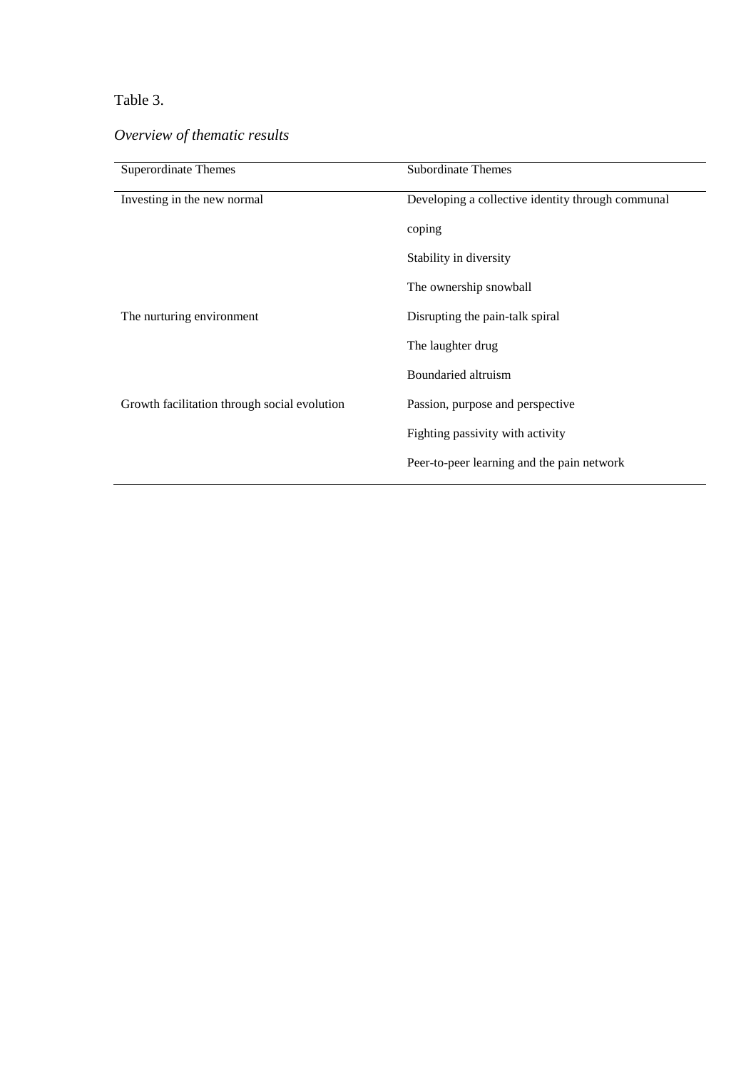Table 3.

*Overview of thematic results*

| Superordinate Themes | Subordinate Themes |
|---|---|
| Investing in the new normal | Developing a collective identity through communal coping |
| | Stability in diversity |
| | The ownership snowball |
| The nurturing environment | Disrupting the pain-talk spiral |
| | The laughter drug |
| | Boundaried altruism |
| Growth facilitation through social evolution | Passion, purpose and perspective |
| | Fighting passivity with activity |
| | Peer-to-peer learning and the pain network |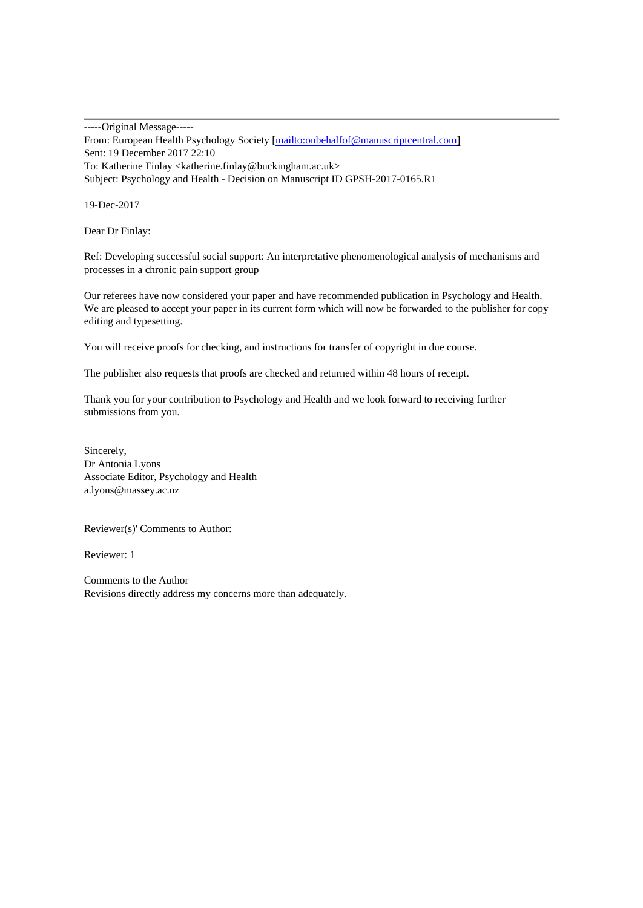-----Original Message-----
From: European Health Psychology Society [mailto:onbehalfof@manuscriptcentral.com]
Sent: 19 December 2017 22:10
To: Katherine Finlay <katherine.finlay@buckingham.ac.uk>
Subject: Psychology and Health - Decision on Manuscript ID GPSH-2017-0165.R1

19-Dec-2017

Dear Dr Finlay:

Ref: Developing successful social support: An interpretative phenomenological analysis of mechanisms and processes in a chronic pain support group

Our referees have now considered your paper and have recommended publication in Psychology and Health. We are pleased to accept your paper in its current form which will now be forwarded to the publisher for copy editing and typesetting.

You will receive proofs for checking, and instructions for transfer of copyright in due course.

The publisher also requests that proofs are checked and returned within 48 hours of receipt.

Thank you for your contribution to Psychology and Health and we look forward to receiving further submissions from you.

Sincerely,
Dr Antonia Lyons
Associate Editor, Psychology and Health
a.lyons@massey.ac.nz

Reviewer(s)' Comments to Author:

Reviewer: 1

Comments to the Author
Revisions directly address my concerns more than adequately.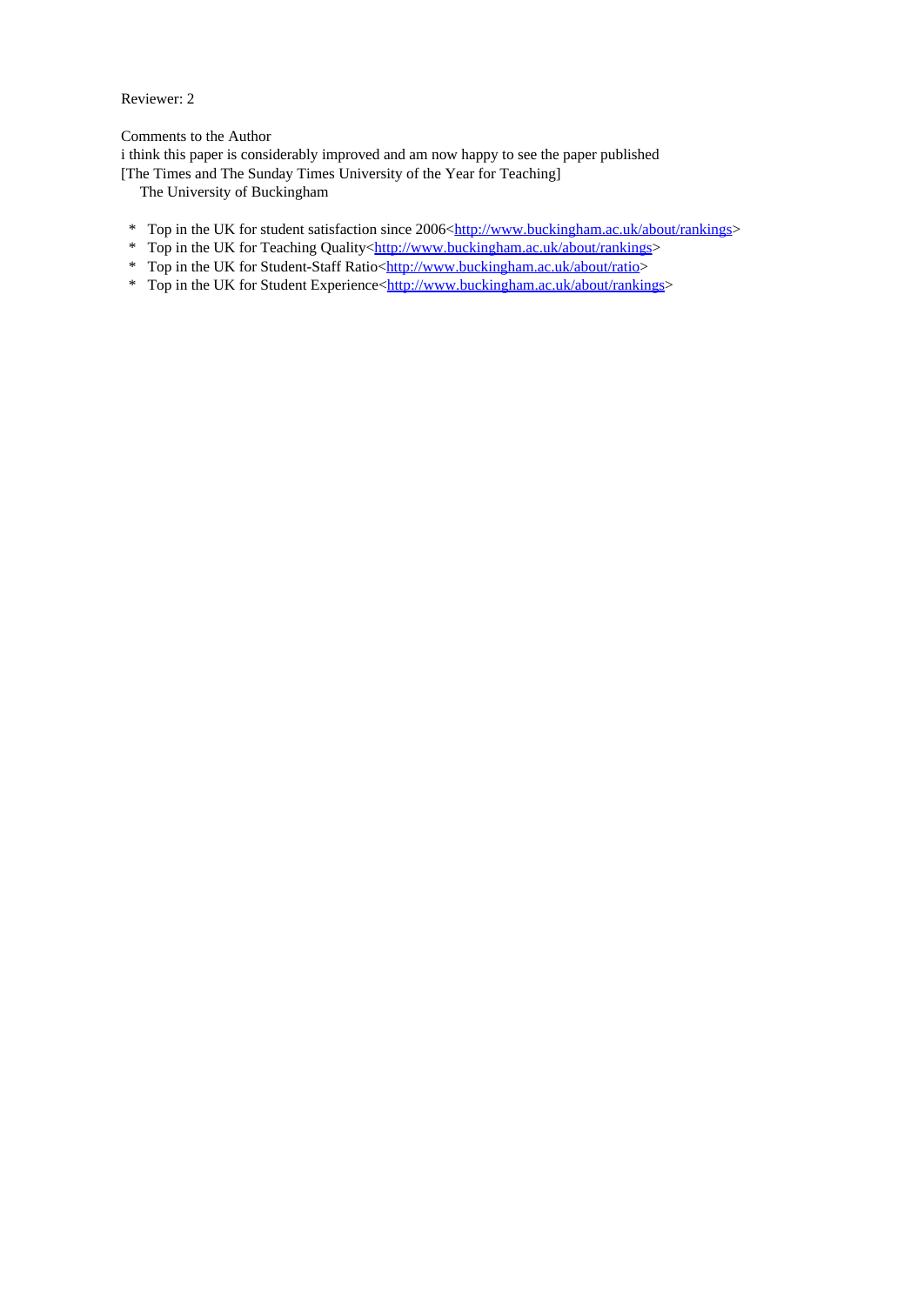Reviewer: 2

Comments to the Author
i think this paper is considerably improved and am now happy to see the paper published
[The Times and The Sunday Times University of the Year for Teaching]
The University of Buckingham

* Top in the UK for student satisfaction since 2006<http://www.buckingham.ac.uk/about/rankings>
* Top in the UK for Teaching Quality<http://www.buckingham.ac.uk/about/rankings>
* Top in the UK for Student-Staff Ratio<http://www.buckingham.ac.uk/about/ratio>
* Top in the UK for Student Experience<http://www.buckingham.ac.uk/about/rankings>